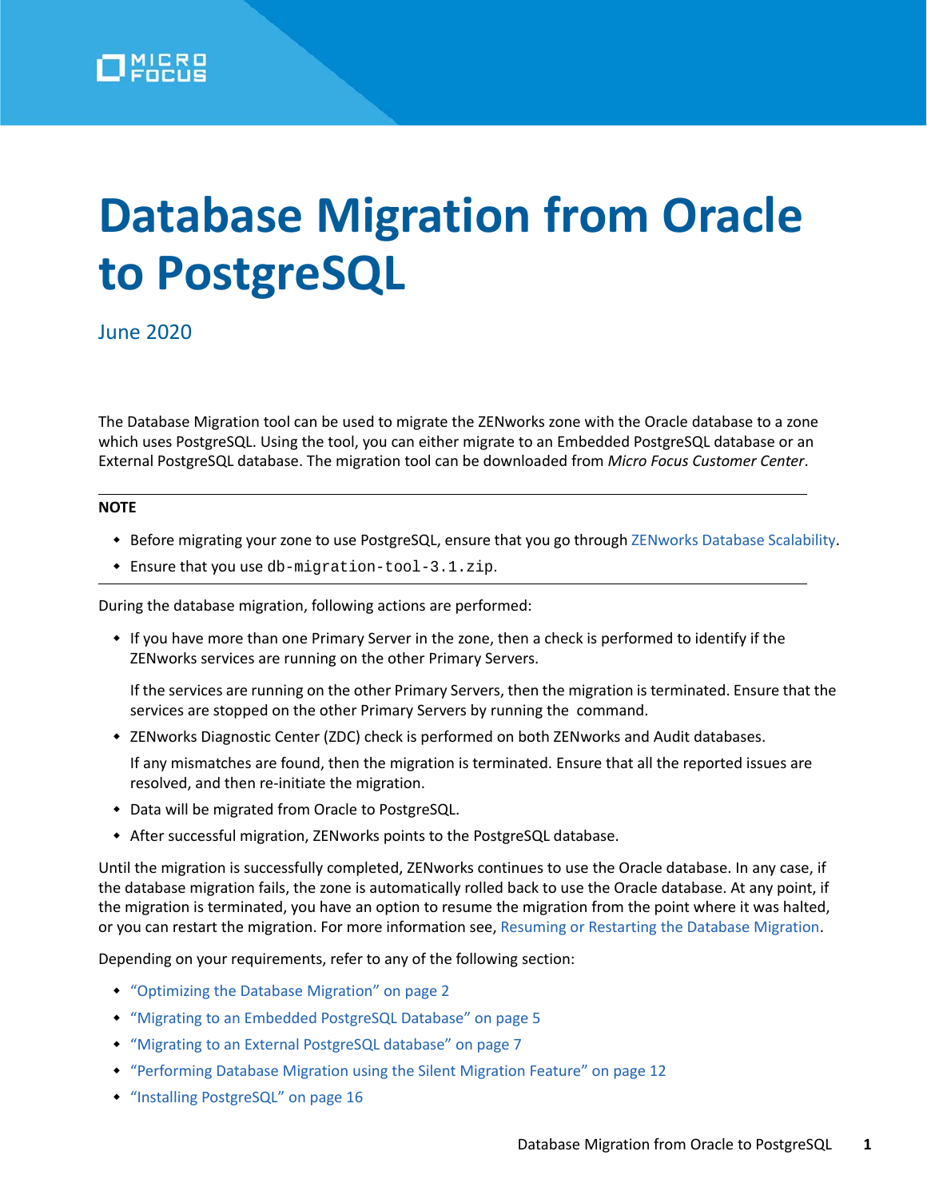# Database Migration from Oracle to PostgreSQL

June 2020

The Database Migration tool can be used to migrate the ZENworks zone with the Oracle database to a zone which uses PostgreSQL. Using the tool, you can either migrate to an Embedded PostgreSQL database or an External PostgreSQL database. The migration tool can be downloaded from *Micro Focus Customer Center*.

---

**NOTE**

- Before migrating your zone to use PostgreSQL, ensure that you go through ZENworks Database Scalability.
- Ensure that you use `db-migration-tool-3.1.zip`.

---

During the database migration, following actions are performed:

- If you have more than one Primary Server in the zone, then a check is performed to identify if the ZENworks services are running on the other Primary Servers.

  If the services are running on the other Primary Servers, then the migration is terminated. Ensure that the services are stopped on the other Primary Servers by running the  command.
- ZENworks Diagnostic Center (ZDC) check is performed on both ZENworks and Audit databases.

  If any mismatches are found, then the migration is terminated. Ensure that all the reported issues are resolved, and then re-initiate the migration.
- Data will be migrated from Oracle to PostgreSQL.
- After successful migration, ZENworks points to the PostgreSQL database.

Until the migration is successfully completed, ZENworks continues to use the Oracle database. In any case, if the database migration fails, the zone is automatically rolled back to use the Oracle database. At any point, if the migration is terminated, you have an option to resume the migration from the point where it was halted, or you can restart the migration. For more information see, Resuming or Restarting the Database Migration.

Depending on your requirements, refer to any of the following section:

- "Optimizing the Database Migration" on page 2
- "Migrating to an Embedded PostgreSQL Database" on page 5
- "Migrating to an External PostgreSQL database" on page 7
- "Performing Database Migration using the Silent Migration Feature" on page 12
- "Installing PostgreSQL" on page 16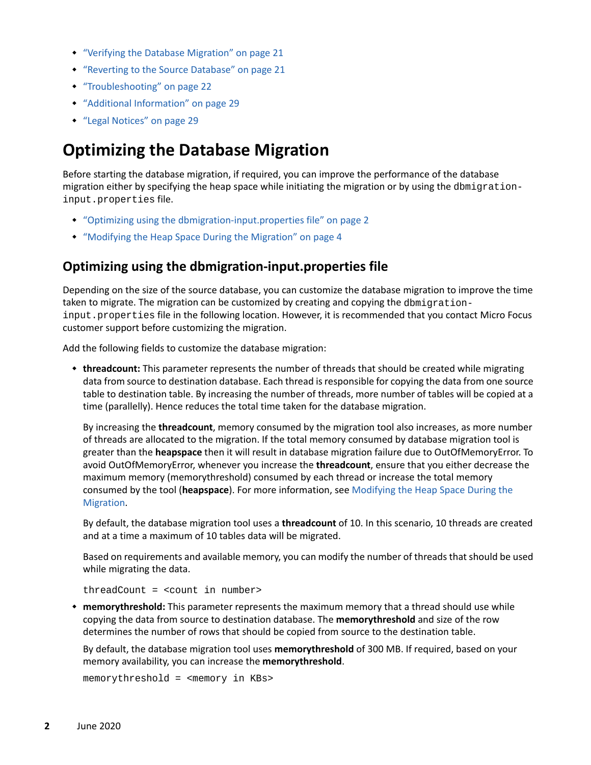* “Verifying the Database Migration” on page 21
* “Reverting to the Source Database” on page 21
* “Troubleshooting” on page 22
* “Additional Information” on page 29
* “Legal Notices” on page 29

# Optimizing the Database Migration

Before starting the database migration, if required, you can improve the performance of the database migration either by specifying the heap space while initiating the migration or by using the `dbmigration-input.properties` file.

* “Optimizing using the dbmigration-input.properties file” on page 2
* “Modifying the Heap Space During the Migration” on page 4

## Optimizing using the dbmigration-input.properties file

Depending on the size of the source database, you can customize the database migration to improve the time taken to migrate. The migration can be customized by creating and copying the `dbmigration-input.properties` file in the following location. However, it is recommended that you contact Micro Focus customer support before customizing the migration.

Add the following fields to customize the database migration:

* **threadcount:** This parameter represents the number of threads that should be created while migrating data from source to destination database. Each thread is responsible for copying the data from one source table to destination table. By increasing the number of threads, more number of tables will be copied at a time (parallelly). Hence reduces the total time taken for the database migration.

  By increasing the **threadcount**, memory consumed by the migration tool also increases, as more number of threads are allocated to the migration. If the total memory consumed by database migration tool is greater than the **heapspace** then it will result in database migration failure due to OutOfMemoryError. To avoid OutOfMemoryError, whenever you increase the **threadcount**, ensure that you either decrease the maximum memory (memorythreshold) consumed by each thread or increase the total memory consumed by the tool (**heapspace**). For more information, see Modifying the Heap Space During the Migration.

  By default, the database migration tool uses a **threadcount** of 10. In this scenario, 10 threads are created and at a time a maximum of 10 tables data will be migrated.

  Based on requirements and available memory, you can modify the number of threads that should be used while migrating the data.

  ```
  threadCount = <count in number>
  ```

* **memorythreshold:** This parameter represents the maximum memory that a thread should use while copying the data from source to destination database. The **memorythreshold** and size of the row determines the number of rows that should be copied from source to the destination table.

  By default, the database migration tool uses **memorythreshold** of 300 MB. If required, based on your memory availability, you can increase the **memorythreshold**.

  ```
  memorythreshold = <memory in KBs>
  ```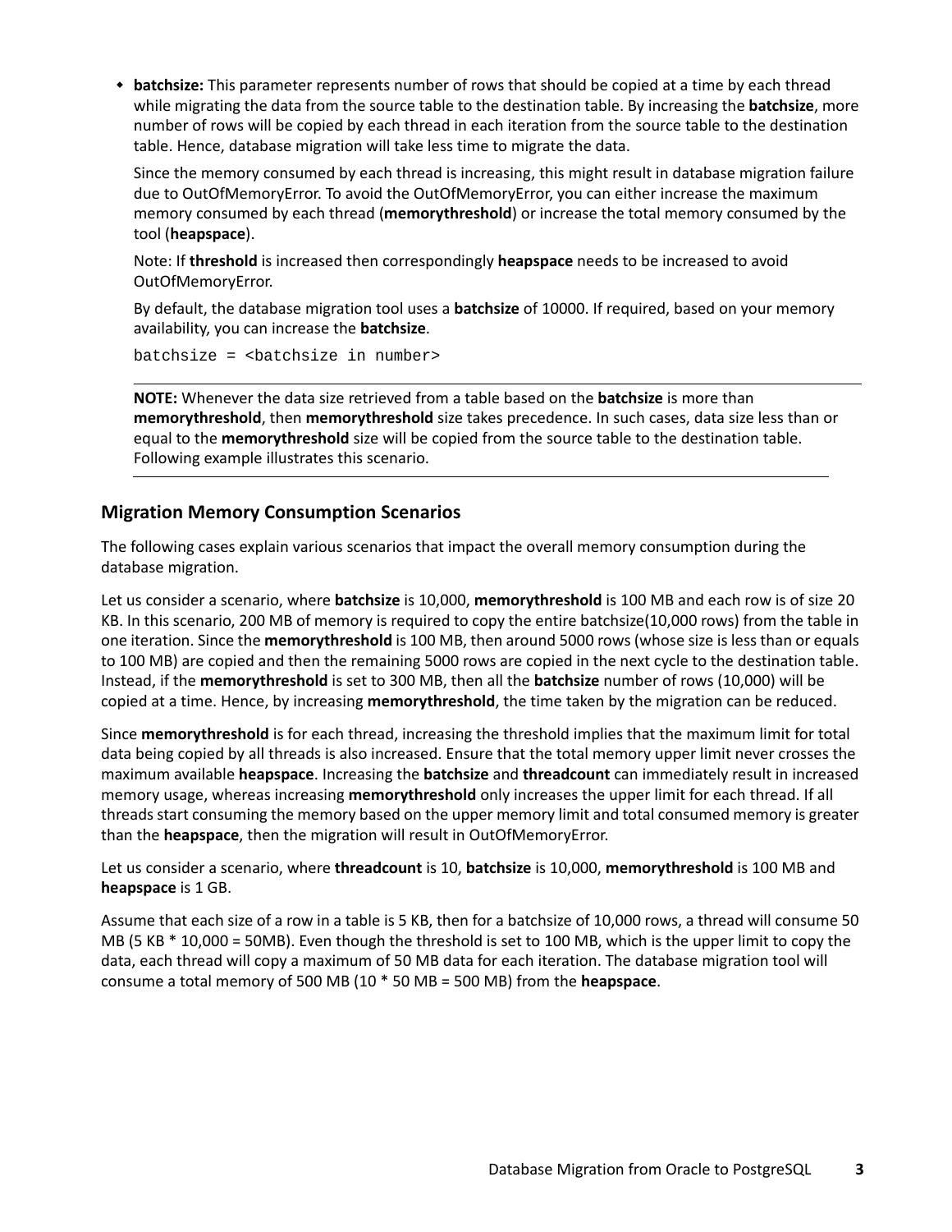- **batchsize:** This parameter represents number of rows that should be copied at a time by each thread while migrating the data from the source table to the destination table. By increasing the **batchsize**, more number of rows will be copied by each thread in each iteration from the source table to the destination table. Hence, database migration will take less time to migrate the data.

  Since the memory consumed by each thread is increasing, this might result in database migration failure due to OutOfMemoryError. To avoid the OutOfMemoryError, you can either increase the maximum memory consumed by each thread (**memorythreshold**) or increase the total memory consumed by the tool (**heapspace**).

  Note: If **threshold** is increased then correspondingly **heapspace** needs to be increased to avoid OutOfMemoryError.

  By default, the database migration tool uses a **batchsize** of 10000. If required, based on your memory availability, you can increase the **batchsize**.

  ```
  batchsize = <batchsize in number>
  ```

  ---

  **NOTE:** Whenever the data size retrieved from a table based on the **batchsize** is more than **memorythreshold**, then **memorythreshold** size takes precedence. In such cases, data size less than or equal to the **memorythreshold** size will be copied from the source table to the destination table. Following example illustrates this scenario.

  ---

## Migration Memory Consumption Scenarios

The following cases explain various scenarios that impact the overall memory consumption during the database migration.

Let us consider a scenario, where **batchsize** is 10,000, **memorythreshold** is 100 MB and each row is of size 20 KB. In this scenario, 200 MB of memory is required to copy the entire batchsize(10,000 rows) from the table in one iteration. Since the **memorythreshold** is 100 MB, then around 5000 rows (whose size is less than or equals to 100 MB) are copied and then the remaining 5000 rows are copied in the next cycle to the destination table. Instead, if the **memorythreshold** is set to 300 MB, then all the **batchsize** number of rows (10,000) will be copied at a time. Hence, by increasing **memorythreshold**, the time taken by the migration can be reduced.

Since **memorythreshold** is for each thread, increasing the threshold implies that the maximum limit for total data being copied by all threads is also increased. Ensure that the total memory upper limit never crosses the maximum available **heapspace**. Increasing the **batchsize** and **threadcount** can immediately result in increased memory usage, whereas increasing **memorythreshold** only increases the upper limit for each thread. If all threads start consuming the memory based on the upper memory limit and total consumed memory is greater than the **heapspace**, then the migration will result in OutOfMemoryError.

Let us consider a scenario, where **threadcount** is 10, **batchsize** is 10,000, **memorythreshold** is 100 MB and **heapspace** is 1 GB.

Assume that each size of a row in a table is 5 KB, then for a batchsize of 10,000 rows, a thread will consume 50 MB (5 KB * 10,000 = 50MB). Even though the threshold is set to 100 MB, which is the upper limit to copy the data, each thread will copy a maximum of 50 MB data for each iteration. The database migration tool will consume a total memory of 500 MB (10 * 50 MB = 500 MB) from the **heapspace**.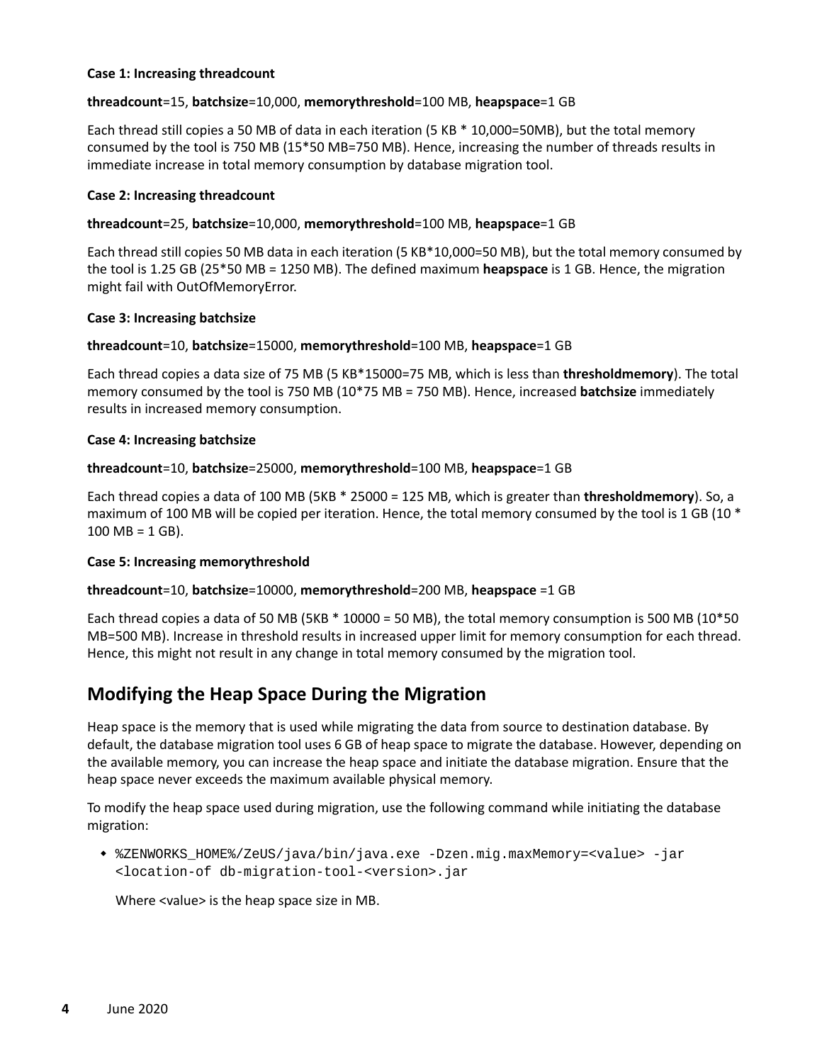**Case 1: Increasing threadcount**

**threadcount**=15, **batchsize**=10,000, **memorythreshold**=100 MB, **heapspace**=1 GB

Each thread still copies a 50 MB of data in each iteration (5 KB * 10,000=50MB), but the total memory consumed by the tool is 750 MB (15*50 MB=750 MB). Hence, increasing the number of threads results in immediate increase in total memory consumption by database migration tool.

**Case 2: Increasing threadcount**

**threadcount**=25, **batchsize**=10,000, **memorythreshold**=100 MB, **heapspace**=1 GB

Each thread still copies 50 MB data in each iteration (5 KB*10,000=50 MB), but the total memory consumed by the tool is 1.25 GB (25*50 MB = 1250 MB). The defined maximum **heapspace** is 1 GB. Hence, the migration might fail with OutOfMemoryError.

**Case 3: Increasing batchsize**

**threadcount**=10, **batchsize**=15000, **memorythreshold**=100 MB, **heapspace**=1 GB

Each thread copies a data size of 75 MB (5 KB*15000=75 MB, which is less than **thresholdmemory**). The total memory consumed by the tool is 750 MB (10*75 MB = 750 MB). Hence, increased **batchsize** immediately results in increased memory consumption.

**Case 4: Increasing batchsize**

**threadcount**=10, **batchsize**=25000, **memorythreshold**=100 MB, **heapspace**=1 GB

Each thread copies a data of 100 MB (5KB * 25000 = 125 MB, which is greater than **thresholdmemory**). So, a maximum of 100 MB will be copied per iteration. Hence, the total memory consumed by the tool is 1 GB (10 * 100 MB = 1 GB).

**Case 5: Increasing memorythreshold**

**threadcount**=10, **batchsize**=10000, **memorythreshold**=200 MB, **heapspace** =1 GB

Each thread copies a data of 50 MB (5KB * 10000 = 50 MB), the total memory consumption is 500 MB (10*50 MB=500 MB). Increase in threshold results in increased upper limit for memory consumption for each thread. Hence, this might not result in any change in total memory consumed by the migration tool.

## Modifying the Heap Space During the Migration

Heap space is the memory that is used while migrating the data from source to destination database. By default, the database migration tool uses 6 GB of heap space to migrate the database. However, depending on the available memory, you can increase the heap space and initiate the database migration. Ensure that the heap space never exceeds the maximum available physical memory.

To modify the heap space used during migration, use the following command while initiating the database migration:

- `%ZENWORKS_HOME%/ZeUS/java/bin/java.exe -Dzen.mig.maxMemory=<value> -jar <location-of db-migration-tool-<version>.jar`

  Where <value> is the heap space size in MB.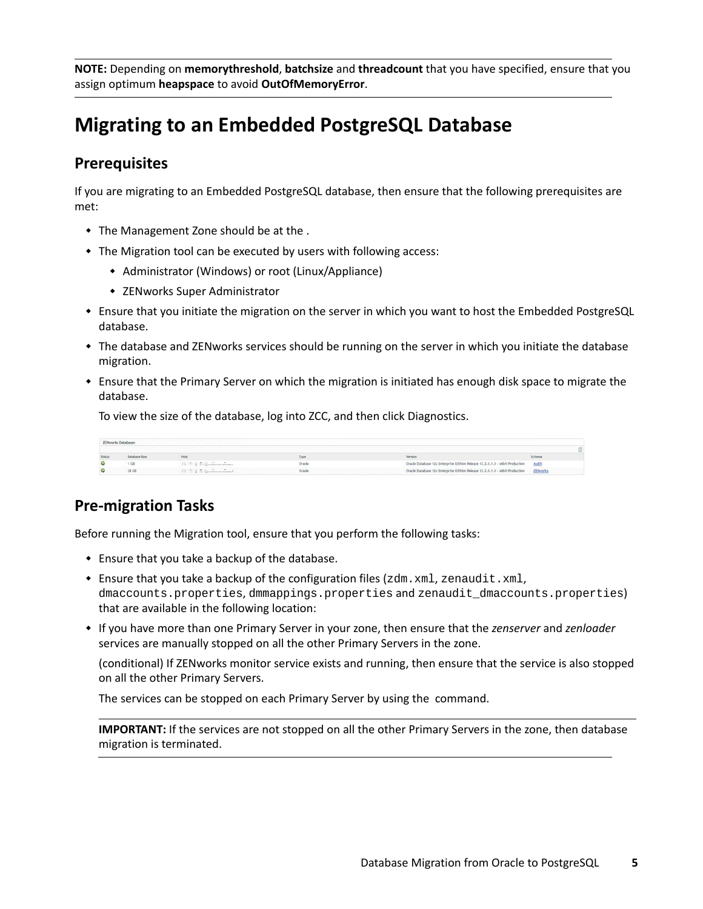**NOTE:** Depending on **memorythreshold**, **batchsize** and **threadcount** that you have specified, ensure that you assign optimum **heapspace** to avoid **OutOfMemoryError**.

# Migrating to an Embedded PostgreSQL Database

## Prerequisites

If you are migrating to an Embedded PostgreSQL database, then ensure that the following prerequisites are met:

- The Management Zone should be at the .
- The Migration tool can be executed by users with following access:
  - Administrator (Windows) or root (Linux/Appliance)
  - ZENworks Super Administrator
- Ensure that you initiate the migration on the server in which you want to host the Embedded PostgreSQL database.
- The database and ZENworks services should be running on the server in which you initiate the database migration.
- Ensure that the Primary Server on which the migration is initiated has enough disk space to migrate the database.

  To view the size of the database, log into ZCC, and then click Diagnostics.

ZENworks Databases

| Status | Database Size | Host | Type | Version | Schema |
|---|---|---|---|---|---|
| | 1 GB | | Oracle | Oracle Database 12c Enterprise Edition Release 12.2.0.1.0 - 64bit Production | Audit |
| | 28 GB | | Oracle | Oracle Database 12c Enterprise Edition Release 12.2.0.1.0 - 64bit Production | ZENworks |

## Pre-migration Tasks

Before running the Migration tool, ensure that you perform the following tasks:

- Ensure that you take a backup of the database.
- Ensure that you take a backup of the configuration files (`zdm.xml`, `zenaudit.xml`, `dmaccounts.properties`, `dmmappings.properties` and `zenaudit_dmaccounts.properties`) that are available in the following location:
- If you have more than one Primary Server in your zone, then ensure that the *zenserver* and *zenloader* services are manually stopped on all the other Primary Servers in the zone.

  (conditional) If ZENworks monitor service exists and running, then ensure that the service is also stopped on all the other Primary Servers.

  The services can be stopped on each Primary Server by using the  command.

  **IMPORTANT:** If the services are not stopped on all the other Primary Servers in the zone, then database migration is terminated.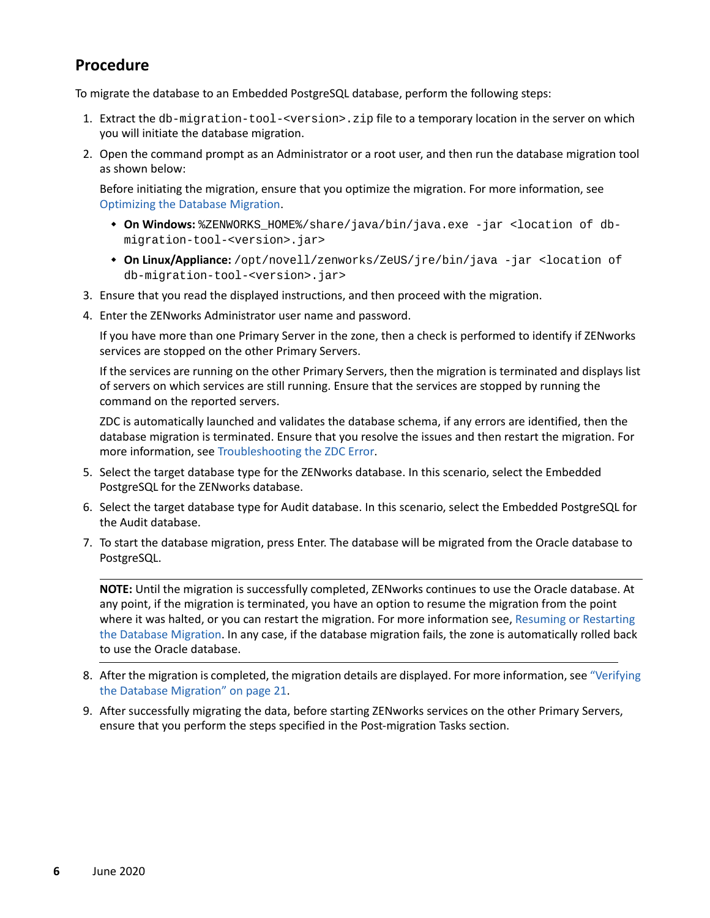## Procedure

To migrate the database to an Embedded PostgreSQL database, perform the following steps:

1. Extract the `db-migration-tool-<version>.zip` file to a temporary location in the server on which you will initiate the database migration.
2. Open the command prompt as an Administrator or a root user, and then run the database migration tool as shown below:

   Before initiating the migration, ensure that you optimize the migration. For more information, see Optimizing the Database Migration.

   - **On Windows:** `%ZENWORKS_HOME%/share/java/bin/java.exe -jar <location of db-migration-tool-<version>.jar>`
   - **On Linux/Appliance:** `/opt/novell/zenworks/ZeUS/jre/bin/java -jar <location of db-migration-tool-<version>.jar>`
3. Ensure that you read the displayed instructions, and then proceed with the migration.
4. Enter the ZENworks Administrator user name and password.

   If you have more than one Primary Server in the zone, then a check is performed to identify if ZENworks services are stopped on the other Primary Servers.

   If the services are running on the other Primary Servers, then the migration is terminated and displays list of servers on which services are still running. Ensure that the services are stopped by running the command on the reported servers.

   ZDC is automatically launched and validates the database schema, if any errors are identified, then the database migration is terminated. Ensure that you resolve the issues and then restart the migration. For more information, see Troubleshooting the ZDC Error.
5. Select the target database type for the ZENworks database. In this scenario, select the Embedded PostgreSQL for the ZENworks database.
6. Select the target database type for Audit database. In this scenario, select the Embedded PostgreSQL for the Audit database.
7. To start the database migration, press Enter. The database will be migrated from the Oracle database to PostgreSQL.

   **NOTE:** Until the migration is successfully completed, ZENworks continues to use the Oracle database. At any point, if the migration is terminated, you have an option to resume the migration from the point where it was halted, or you can restart the migration. For more information see, Resuming or Restarting the Database Migration. In any case, if the database migration fails, the zone is automatically rolled back to use the Oracle database.
8. After the migration is completed, the migration details are displayed. For more information, see "Verifying the Database Migration" on page 21.
9. After successfully migrating the data, before starting ZENworks services on the other Primary Servers, ensure that you perform the steps specified in the Post-migration Tasks section.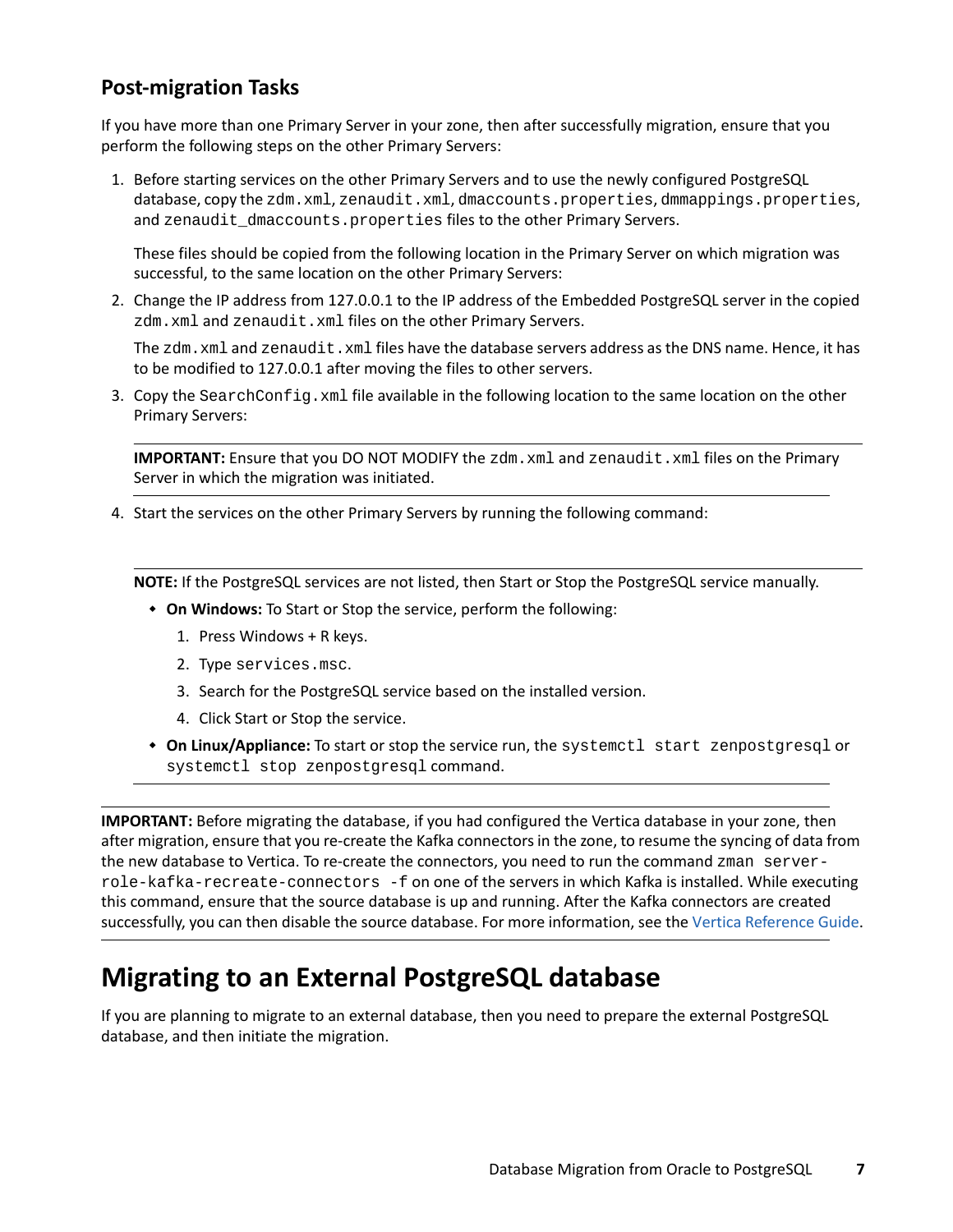### Post-migration Tasks

If you have more than one Primary Server in your zone, then after successfully migration, ensure that you perform the following steps on the other Primary Servers:

1. Before starting services on the other Primary Servers and to use the newly configured PostgreSQL database, copy the `zdm.xml`, `zenaudit.xml`, `dmaccounts.properties`, `dmmappings.properties`, and `zenaudit_dmaccounts.properties` files to the other Primary Servers.

   These files should be copied from the following location in the Primary Server on which migration was successful, to the same location on the other Primary Servers:

2. Change the IP address from 127.0.0.1 to the IP address of the Embedded PostgreSQL server in the copied `zdm.xml` and `zenaudit.xml` files on the other Primary Servers.

   The `zdm.xml` and `zenaudit.xml` files have the database servers address as the DNS name. Hence, it has to be modified to 127.0.0.1 after moving the files to other servers.

3. Copy the `SearchConfig.xml` file available in the following location to the same location on the other Primary Servers:

   **IMPORTANT:** Ensure that you DO NOT MODIFY the `zdm.xml` and `zenaudit.xml` files on the Primary Server in which the migration was initiated.

4. Start the services on the other Primary Servers by running the following command:

   **NOTE:** If the PostgreSQL services are not listed, then Start or Stop the PostgreSQL service manually.

   - **On Windows:** To Start or Stop the service, perform the following:
     1. Press Windows + R keys.
     2. Type `services.msc`.
     3. Search for the PostgreSQL service based on the installed version.
     4. Click Start or Stop the service.
   - **On Linux/Appliance:** To start or stop the service run, the `systemctl start zenpostgresql` or `systemctl stop zenpostgresql` command.

**IMPORTANT:** Before migrating the database, if you had configured the Vertica database in your zone, then after migration, ensure that you re-create the Kafka connectors in the zone, to resume the syncing of data from the new database to Vertica. To re-create the connectors, you need to run the command `zman server-role-kafka-recreate-connectors -f` on one of the servers in which Kafka is installed. While executing this command, ensure that the source database is up and running. After the Kafka connectors are created successfully, you can then disable the source database. For more information, see the Vertica Reference Guide.

## Migrating to an External PostgreSQL database

If you are planning to migrate to an external database, then you need to prepare the external PostgreSQL database, and then initiate the migration.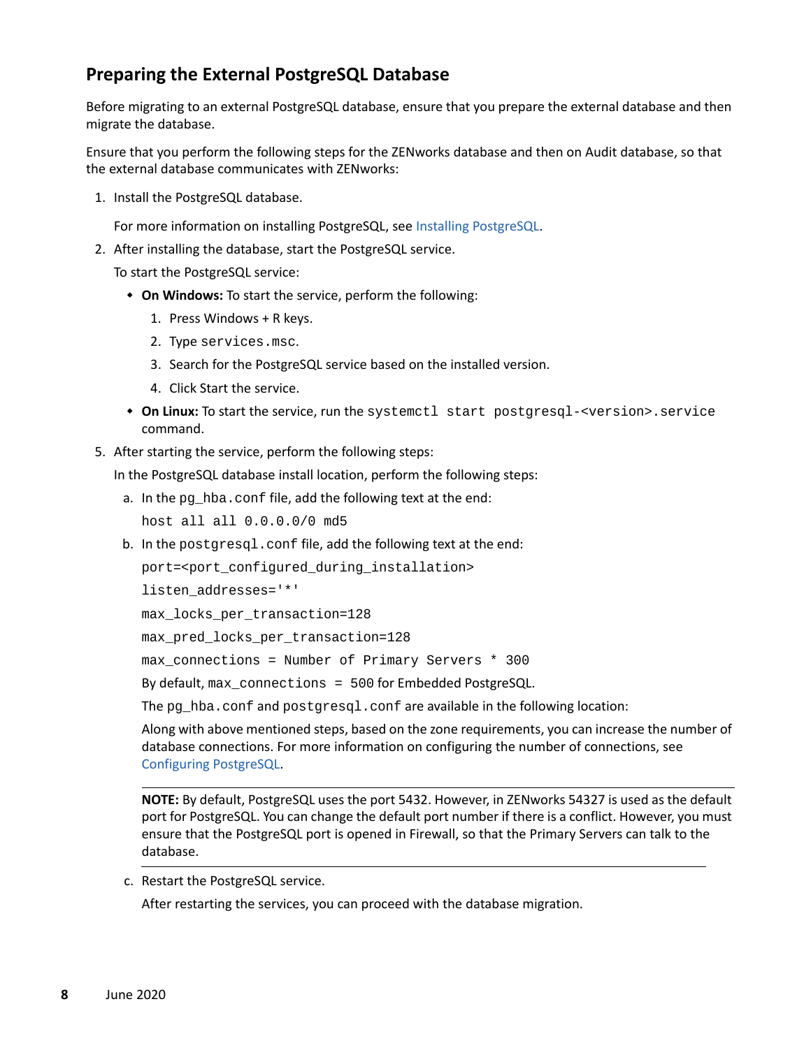## Preparing the External PostgreSQL Database

Before migrating to an external PostgreSQL database, ensure that you prepare the external database and then migrate the database.

Ensure that you perform the following steps for the ZENworks database and then on Audit database, so that the external database communicates with ZENworks:

1. Install the PostgreSQL database.

   For more information on installing PostgreSQL, see Installing PostgreSQL.

2. After installing the database, start the PostgreSQL service.

   To start the PostgreSQL service:

   - **On Windows:** To start the service, perform the following:
     1. Press Windows + R keys.
     2. Type `services.msc`.
     3. Search for the PostgreSQL service based on the installed version.
     4. Click Start the service.
   - **On Linux:** To start the service, run the `systemctl start postgresql-<version>.service` command.

5. After starting the service, perform the following steps:

   In the PostgreSQL database install location, perform the following steps:

   a. In the `pg_hba.conf` file, add the following text at the end:

      `host all all 0.0.0.0/0 md5`

   b. In the `postgresql.conf` file, add the following text at the end:

      `port=<port_configured_during_installation>`

      `listen_addresses='*'`

      `max_locks_per_transaction=128`

      `max_pred_locks_per_transaction=128`

      `max_connections = Number of Primary Servers * 300`

      By default, `max_connections = 500` for Embedded PostgreSQL.

      The `pg_hba.conf` and `postgresql.conf` are available in the following location:

      Along with above mentioned steps, based on the zone requirements, you can increase the number of database connections. For more information on configuring the number of connections, see Configuring PostgreSQL.

      ---

      **NOTE:** By default, PostgreSQL uses the port 5432. However, in ZENworks 54327 is used as the default port for PostgreSQL. You can change the default port number if there is a conflict. However, you must ensure that the PostgreSQL port is opened in Firewall, so that the Primary Servers can talk to the database.

      ---

   c. Restart the PostgreSQL service.

      After restarting the services, you can proceed with the database migration.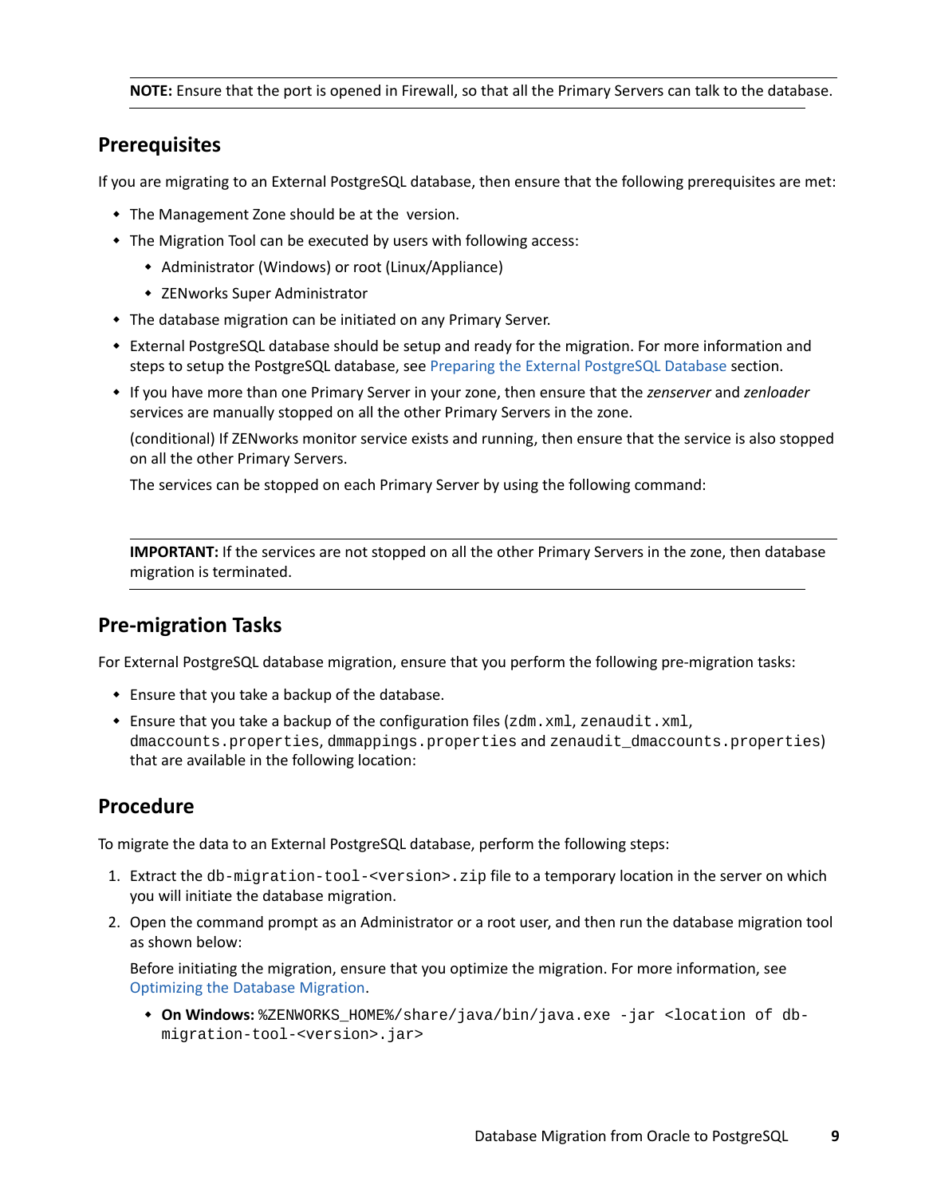**NOTE:** Ensure that the port is opened in Firewall, so that all the Primary Servers can talk to the database.

## Prerequisites

If you are migrating to an External PostgreSQL database, then ensure that the following prerequisites are met:

- The Management Zone should be at the  version.
- The Migration Tool can be executed by users with following access:
  - Administrator (Windows) or root (Linux/Appliance)
  - ZENworks Super Administrator
- The database migration can be initiated on any Primary Server.
- External PostgreSQL database should be setup and ready for the migration. For more information and steps to setup the PostgreSQL database, see Preparing the External PostgreSQL Database section.
- If you have more than one Primary Server in your zone, then ensure that the *zenserver* and *zenloader* services are manually stopped on all the other Primary Servers in the zone.

  (conditional) If ZENworks monitor service exists and running, then ensure that the service is also stopped on all the other Primary Servers.

  The services can be stopped on each Primary Server by using the following command:

**IMPORTANT:** If the services are not stopped on all the other Primary Servers in the zone, then database migration is terminated.

## Pre-migration Tasks

For External PostgreSQL database migration, ensure that you perform the following pre-migration tasks:

- Ensure that you take a backup of the database.
- Ensure that you take a backup of the configuration files (`zdm.xml`, `zenaudit.xml`, `dmaccounts.properties`, `dmmappings.properties` and `zenaudit_dmaccounts.properties`) that are available in the following location:

## Procedure

To migrate the data to an External PostgreSQL database, perform the following steps:

1. Extract the `db-migration-tool-<version>.zip` file to a temporary location in the server on which you will initiate the database migration.
2. Open the command prompt as an Administrator or a root user, and then run the database migration tool as shown below:

   Before initiating the migration, ensure that you optimize the migration. For more information, see Optimizing the Database Migration.

   - **On Windows:** `%ZENWORKS_HOME%/share/java/bin/java.exe -jar <location of db-migration-tool-<version>.jar>`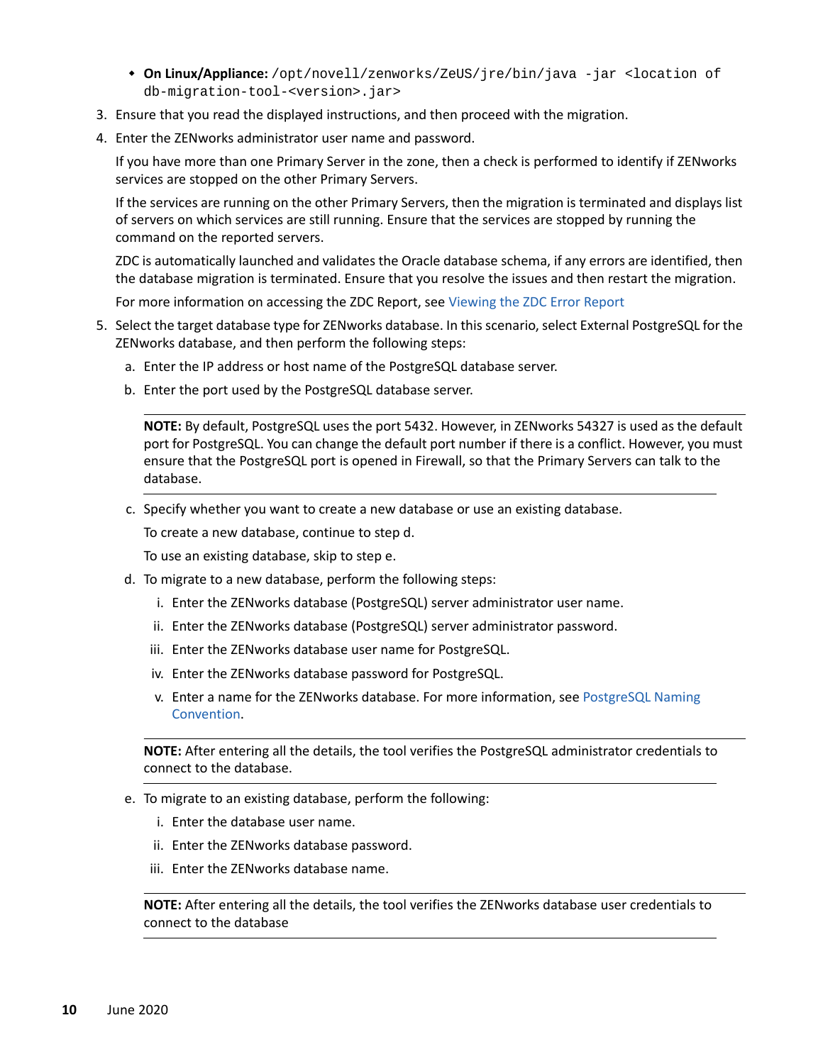- **On Linux/Appliance:** `/opt/novell/zenworks/ZeUS/jre/bin/java -jar <location of db-migration-tool-<version>.jar>`

3. Ensure that you read the displayed instructions, and then proceed with the migration.
4. Enter the ZENworks administrator user name and password.

   If you have more than one Primary Server in the zone, then a check is performed to identify if ZENworks services are stopped on the other Primary Servers.

   If the services are running on the other Primary Servers, then the migration is terminated and displays list of servers on which services are still running. Ensure that the services are stopped by running the command on the reported servers.

   ZDC is automatically launched and validates the Oracle database schema, if any errors are identified, then the database migration is terminated. Ensure that you resolve the issues and then restart the migration.

   For more information on accessing the ZDC Report, see Viewing the ZDC Error Report
5. Select the target database type for ZENworks database. In this scenario, select External PostgreSQL for the ZENworks database, and then perform the following steps:

   a. Enter the IP address or host name of the PostgreSQL database server.

   b. Enter the port used by the PostgreSQL database server.

   ---

   **NOTE:** By default, PostgreSQL uses the port 5432. However, in ZENworks 54327 is used as the default port for PostgreSQL. You can change the default port number if there is a conflict. However, you must ensure that the PostgreSQL port is opened in Firewall, so that the Primary Servers can talk to the database.

   ---

   c. Specify whether you want to create a new database or use an existing database.

   To create a new database, continue to step d.

   To use an existing database, skip to step e.

   d. To migrate to a new database, perform the following steps:

      i. Enter the ZENworks database (PostgreSQL) server administrator user name.

      ii. Enter the ZENworks database (PostgreSQL) server administrator password.

      iii. Enter the ZENworks database user name for PostgreSQL.

      iv. Enter the ZENworks database password for PostgreSQL.

      v. Enter a name for the ZENworks database. For more information, see PostgreSQL Naming Convention.

   ---

   **NOTE:** After entering all the details, the tool verifies the PostgreSQL administrator credentials to connect to the database.

   ---

   e. To migrate to an existing database, perform the following:

      i. Enter the database user name.

      ii. Enter the ZENworks database password.

      iii. Enter the ZENworks database name.

   ---

   **NOTE:** After entering all the details, the tool verifies the ZENworks database user credentials to connect to the database

   ---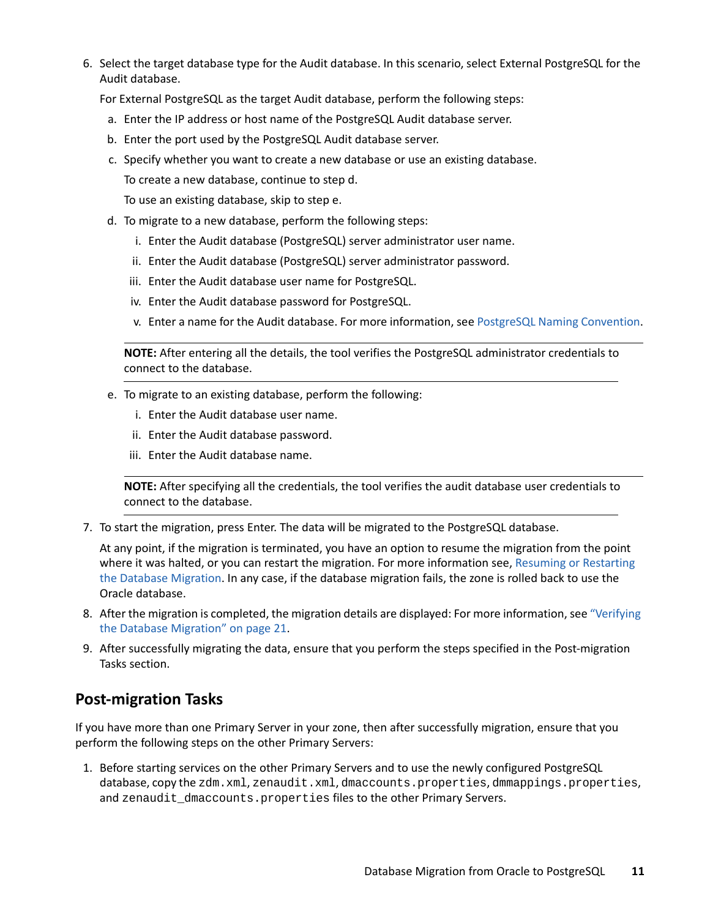6. Select the target database type for the Audit database. In this scenario, select External PostgreSQL for the Audit database.

   For External PostgreSQL as the target Audit database, perform the following steps:

   a. Enter the IP address or host name of the PostgreSQL Audit database server.

   b. Enter the port used by the PostgreSQL Audit database server.

   c. Specify whether you want to create a new database or use an existing database.

      To create a new database, continue to step d.

      To use an existing database, skip to step e.

   d. To migrate to a new database, perform the following steps:

      i. Enter the Audit database (PostgreSQL) server administrator user name.

      ii. Enter the Audit database (PostgreSQL) server administrator password.

      iii. Enter the Audit database user name for PostgreSQL.

      iv. Enter the Audit database password for PostgreSQL.

      v. Enter a name for the Audit database. For more information, see PostgreSQL Naming Convention.

      ---

      **NOTE:** After entering all the details, the tool verifies the PostgreSQL administrator credentials to connect to the database.

      ---

   e. To migrate to an existing database, perform the following:

      i. Enter the Audit database user name.

      ii. Enter the Audit database password.

      iii. Enter the Audit database name.

      ---

      **NOTE:** After specifying all the credentials, the tool verifies the audit database user credentials to connect to the database.

      ---

7. To start the migration, press Enter. The data will be migrated to the PostgreSQL database.

   At any point, if the migration is terminated, you have an option to resume the migration from the point where it was halted, or you can restart the migration. For more information see, Resuming or Restarting the Database Migration. In any case, if the database migration fails, the zone is rolled back to use the Oracle database.

8. After the migration is completed, the migration details are displayed: For more information, see "Verifying the Database Migration" on page 21.

9. After successfully migrating the data, ensure that you perform the steps specified in the Post-migration Tasks section.

## Post-migration Tasks

If you have more than one Primary Server in your zone, then after successfully migration, ensure that you perform the following steps on the other Primary Servers:

1. Before starting services on the other Primary Servers and to use the newly configured PostgreSQL database, copy the `zdm.xml`, `zenaudit.xml`, `dmaccounts.properties`, `dmmappings.properties`, and `zenaudit_dmaccounts.properties` files to the other Primary Servers.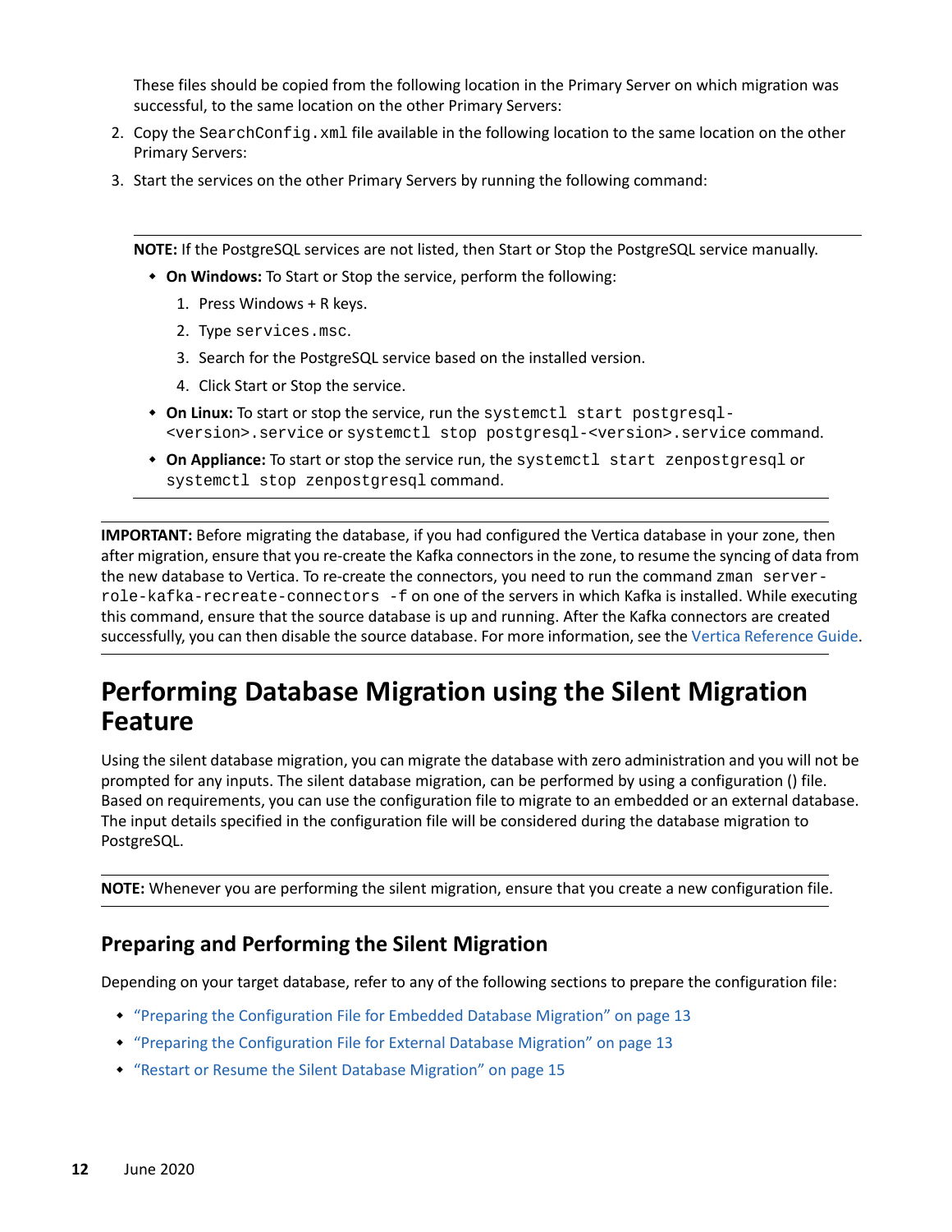These files should be copied from the following location in the Primary Server on which migration was successful, to the same location on the other Primary Servers:

2. Copy the `SearchConfig.xml` file available in the following location to the same location on the other Primary Servers:
3. Start the services on the other Primary Servers by running the following command:

---

**NOTE:** If the PostgreSQL services are not listed, then Start or Stop the PostgreSQL service manually.

- **On Windows:** To Start or Stop the service, perform the following:
  1. Press Windows + R keys.
  2. Type `services.msc`.
  3. Search for the PostgreSQL service based on the installed version.
  4. Click Start or Stop the service.
- **On Linux:** To start or stop the service, run the `systemctl start postgresql-<version>.service` or `systemctl stop postgresql-<version>.service` command.
- **On Appliance:** To start or stop the service run, the `systemctl start zenpostgresql` or `systemctl stop zenpostgresql` command.

---

**IMPORTANT:** Before migrating the database, if you had configured the Vertica database in your zone, then after migration, ensure that you re-create the Kafka connectors in the zone, to resume the syncing of data from the new database to Vertica. To re-create the connectors, you need to run the command `zman server-role-kafka-recreate-connectors -f` on one of the servers in which Kafka is installed. While executing this command, ensure that the source database is up and running. After the Kafka connectors are created successfully, you can then disable the source database. For more information, see the Vertica Reference Guide.

---

# Performing Database Migration using the Silent Migration Feature

Using the silent database migration, you can migrate the database with zero administration and you will not be prompted for any inputs. The silent database migration, can be performed by using a configuration () file. Based on requirements, you can use the configuration file to migrate to an embedded or an external database. The input details specified in the configuration file will be considered during the database migration to PostgreSQL.

---

**NOTE:** Whenever you are performing the silent migration, ensure that you create a new configuration file.

---

## Preparing and Performing the Silent Migration

Depending on your target database, refer to any of the following sections to prepare the configuration file:

- "Preparing the Configuration File for Embedded Database Migration" on page 13
- "Preparing the Configuration File for External Database Migration" on page 13
- "Restart or Resume the Silent Database Migration" on page 15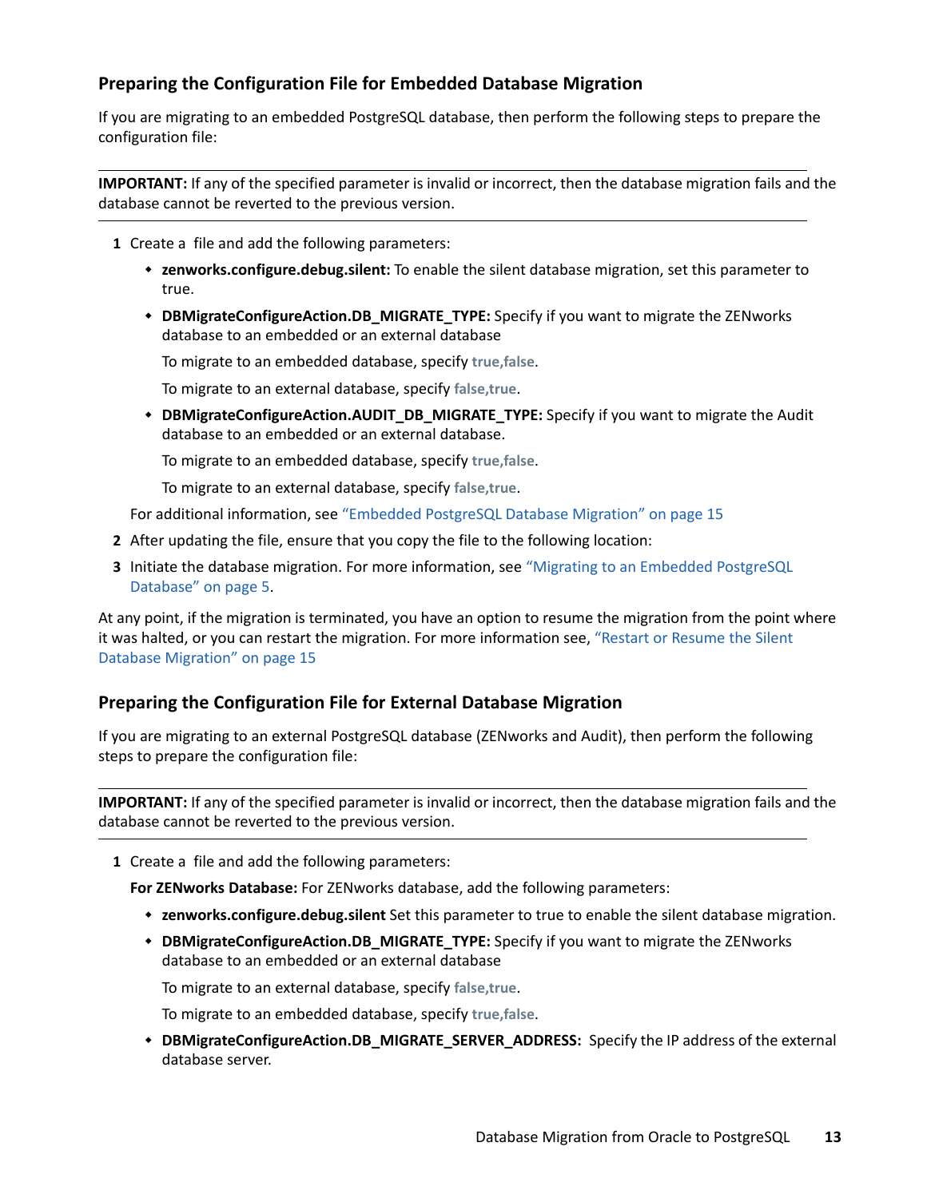### Preparing the Configuration File for Embedded Database Migration

If you are migrating to an embedded PostgreSQL database, then perform the following steps to prepare the configuration file:

---

**IMPORTANT:** If any of the specified parameter is invalid or incorrect, then the database migration fails and the database cannot be reverted to the previous version.

---

1 Create a  file and add the following parameters:

- **zenworks.configure.debug.silent:** To enable the silent database migration, set this parameter to true.
- **DBMigrateConfigureAction.DB_MIGRATE_TYPE:** Specify if you want to migrate the ZENworks database to an embedded or an external database

  To migrate to an embedded database, specify **true,false**.

  To migrate to an external database, specify **false,true**.
- **DBMigrateConfigureAction.AUDIT_DB_MIGRATE_TYPE:** Specify if you want to migrate the Audit database to an embedded or an external database.

  To migrate to an embedded database, specify **true,false**.

  To migrate to an external database, specify **false,true**.

  For additional information, see "Embedded PostgreSQL Database Migration" on page 15

2 After updating the file, ensure that you copy the file to the following location:

3 Initiate the database migration. For more information, see "Migrating to an Embedded PostgreSQL Database" on page 5.

At any point, if the migration is terminated, you have an option to resume the migration from the point where it was halted, or you can restart the migration. For more information see, "Restart or Resume the Silent Database Migration" on page 15

### Preparing the Configuration File for External Database Migration

If you are migrating to an external PostgreSQL database (ZENworks and Audit), then perform the following steps to prepare the configuration file:

---

**IMPORTANT:** If any of the specified parameter is invalid or incorrect, then the database migration fails and the database cannot be reverted to the previous version.

---

1 Create a  file and add the following parameters:

**For ZENworks Database:** For ZENworks database, add the following parameters:

- **zenworks.configure.debug.silent** Set this parameter to true to enable the silent database migration.
- **DBMigrateConfigureAction.DB_MIGRATE_TYPE:** Specify if you want to migrate the ZENworks database to an embedded or an external database

  To migrate to an external database, specify **false,true**.

  To migrate to an embedded database, specify **true,false**.
- **DBMigrateConfigureAction.DB_MIGRATE_SERVER_ADDRESS:** Specify the IP address of the external database server.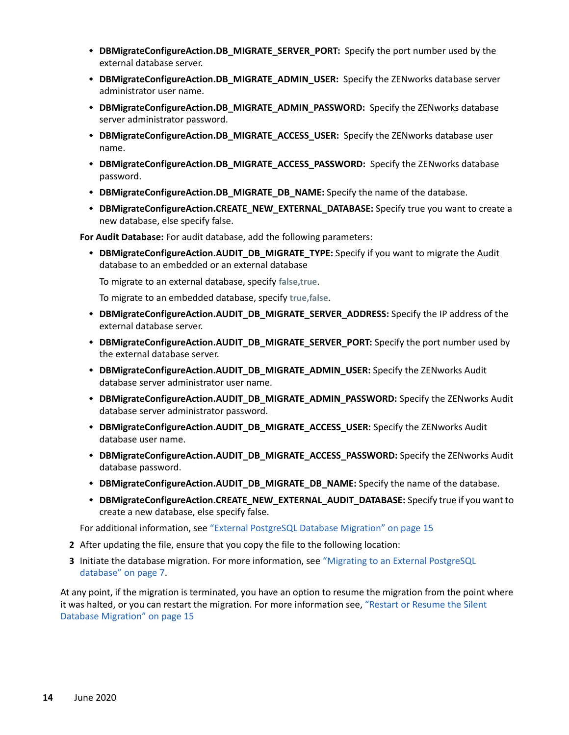- **DBMigrateConfigureAction.DB_MIGRATE_SERVER_PORT:** Specify the port number used by the external database server.
- **DBMigrateConfigureAction.DB_MIGRATE_ADMIN_USER:** Specify the ZENworks database server administrator user name.
- **DBMigrateConfigureAction.DB_MIGRATE_ADMIN_PASSWORD:** Specify the ZENworks database server administrator password.
- **DBMigrateConfigureAction.DB_MIGRATE_ACCESS_USER:** Specify the ZENworks database user name.
- **DBMigrateConfigureAction.DB_MIGRATE_ACCESS_PASSWORD:** Specify the ZENworks database password.
- **DBMigrateConfigureAction.DB_MIGRATE_DB_NAME:** Specify the name of the database.
- **DBMigrateConfigureAction.CREATE_NEW_EXTERNAL_DATABASE:** Specify true you want to create a new database, else specify false.

**For Audit Database:** For audit database, add the following parameters:

- **DBMigrateConfigureAction.AUDIT_DB_MIGRATE_TYPE:** Specify if you want to migrate the Audit database to an embedded or an external database

  To migrate to an external database, specify **false,true**.

  To migrate to an embedded database, specify **true,false**.
- **DBMigrateConfigureAction.AUDIT_DB_MIGRATE_SERVER_ADDRESS:** Specify the IP address of the external database server.
- **DBMigrateConfigureAction.AUDIT_DB_MIGRATE_SERVER_PORT:** Specify the port number used by the external database server.
- **DBMigrateConfigureAction.AUDIT_DB_MIGRATE_ADMIN_USER:** Specify the ZENworks Audit database server administrator user name.
- **DBMigrateConfigureAction.AUDIT_DB_MIGRATE_ADMIN_PASSWORD:** Specify the ZENworks Audit database server administrator password.
- **DBMigrateConfigureAction.AUDIT_DB_MIGRATE_ACCESS_USER:** Specify the ZENworks Audit database user name.
- **DBMigrateConfigureAction.AUDIT_DB_MIGRATE_ACCESS_PASSWORD:** Specify the ZENworks Audit database password.
- **DBMigrateConfigureAction.AUDIT_DB_MIGRATE_DB_NAME:** Specify the name of the database.
- **DBMigrateConfigureAction.CREATE_NEW_EXTERNAL_AUDIT_DATABASE:** Specify true if you want to create a new database, else specify false.

For additional information, see "External PostgreSQL Database Migration" on page 15

2. After updating the file, ensure that you copy the file to the following location:
3. Initiate the database migration. For more information, see "Migrating to an External PostgreSQL database" on page 7.

At any point, if the migration is terminated, you have an option to resume the migration from the point where it was halted, or you can restart the migration. For more information see, "Restart or Resume the Silent Database Migration" on page 15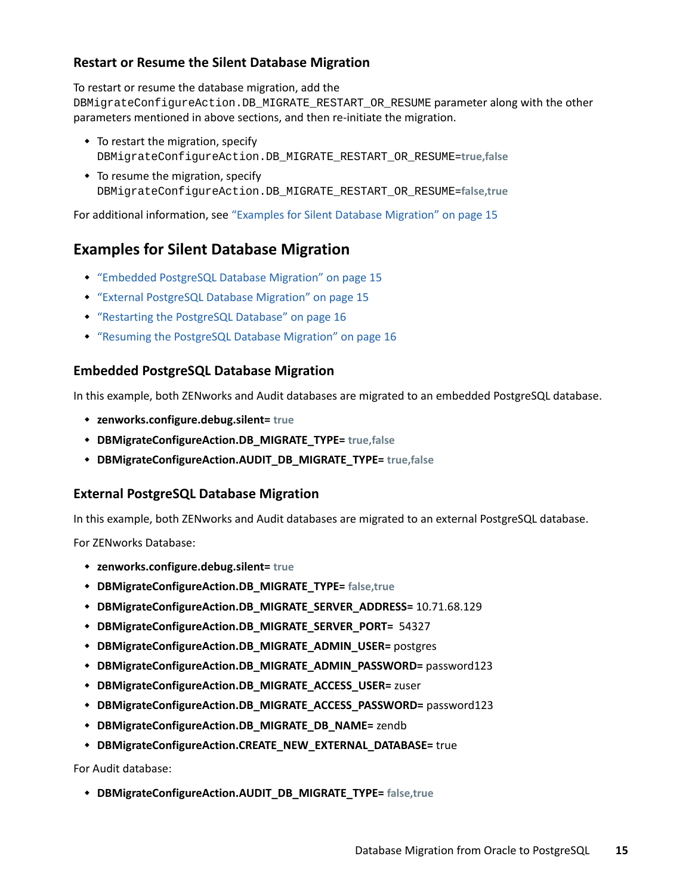### Restart or Resume the Silent Database Migration

To restart or resume the database migration, add the `DBMigrateConfigureAction.DB_MIGRATE_RESTART_OR_RESUME` parameter along with the other parameters mentioned in above sections, and then re-initiate the migration.

- To restart the migration, specify `DBMigrateConfigureAction.DB_MIGRATE_RESTART_OR_RESUME=`**true,false**
- To resume the migration, specify `DBMigrateConfigureAction.DB_MIGRATE_RESTART_OR_RESUME=`**false,true**

For additional information, see "Examples for Silent Database Migration" on page 15

## Examples for Silent Database Migration

- "Embedded PostgreSQL Database Migration" on page 15
- "External PostgreSQL Database Migration" on page 15
- "Restarting the PostgreSQL Database" on page 16
- "Resuming the PostgreSQL Database Migration" on page 16

### Embedded PostgreSQL Database Migration

In this example, both ZENworks and Audit databases are migrated to an embedded PostgreSQL database.

- **zenworks.configure.debug.silent= true**
- **DBMigrateConfigureAction.DB_MIGRATE_TYPE= true,false**
- **DBMigrateConfigureAction.AUDIT_DB_MIGRATE_TYPE= true,false**

### External PostgreSQL Database Migration

In this example, both ZENworks and Audit databases are migrated to an external PostgreSQL database.

For ZENworks Database:

- **zenworks.configure.debug.silent= true**
- **DBMigrateConfigureAction.DB_MIGRATE_TYPE= false,true**
- **DBMigrateConfigureAction.DB_MIGRATE_SERVER_ADDRESS=** 10.71.68.129
- **DBMigrateConfigureAction.DB_MIGRATE_SERVER_PORT=** 54327
- **DBMigrateConfigureAction.DB_MIGRATE_ADMIN_USER=** postgres
- **DBMigrateConfigureAction.DB_MIGRATE_ADMIN_PASSWORD=** password123
- **DBMigrateConfigureAction.DB_MIGRATE_ACCESS_USER=** zuser
- **DBMigrateConfigureAction.DB_MIGRATE_ACCESS_PASSWORD=** password123
- **DBMigrateConfigureAction.DB_MIGRATE_DB_NAME=** zendb
- **DBMigrateConfigureAction.CREATE_NEW_EXTERNAL_DATABASE=** true

For Audit database:

- **DBMigrateConfigureAction.AUDIT_DB_MIGRATE_TYPE= false,true**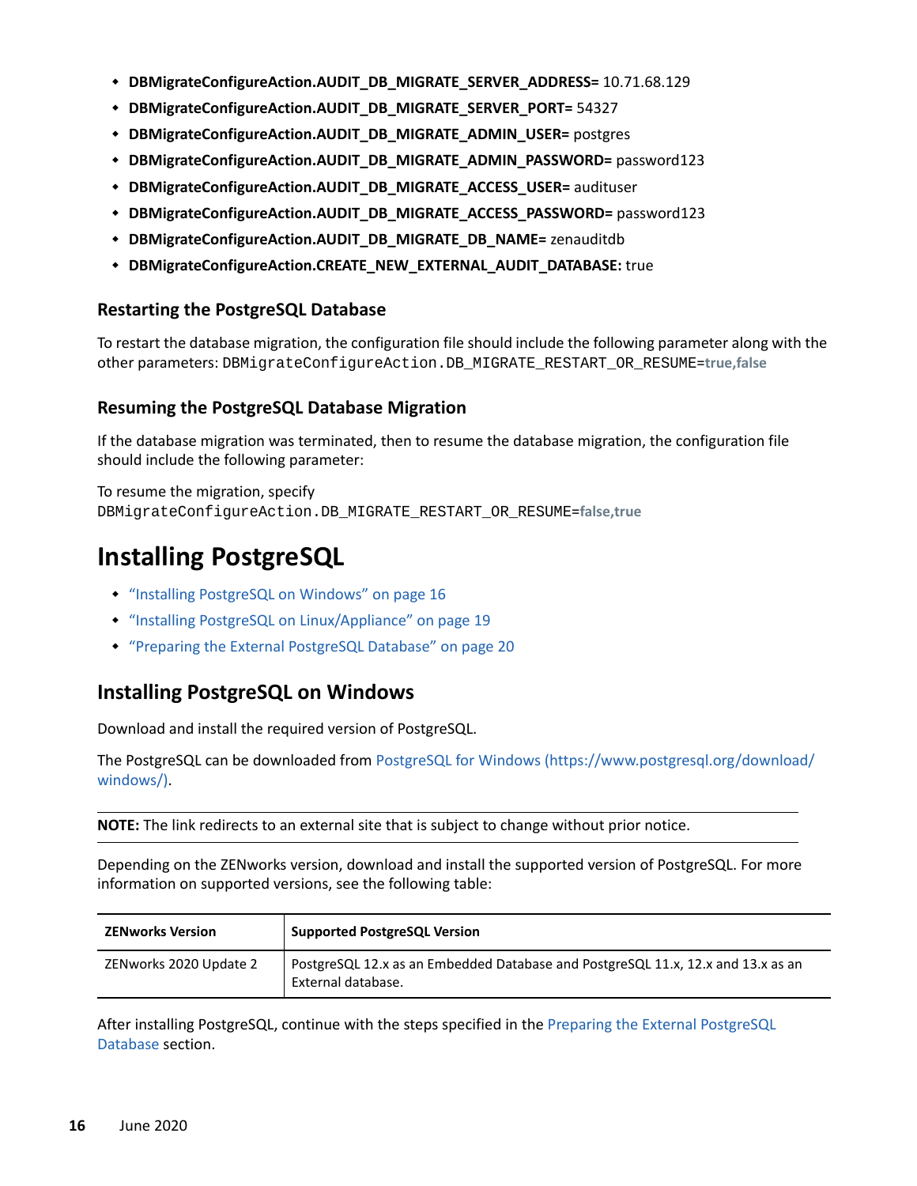- **DBMigrateConfigureAction.AUDIT_DB_MIGRATE_SERVER_ADDRESS=** 10.71.68.129
- **DBMigrateConfigureAction.AUDIT_DB_MIGRATE_SERVER_PORT=** 54327
- **DBMigrateConfigureAction.AUDIT_DB_MIGRATE_ADMIN_USER=** postgres
- **DBMigrateConfigureAction.AUDIT_DB_MIGRATE_ADMIN_PASSWORD=** password123
- **DBMigrateConfigureAction.AUDIT_DB_MIGRATE_ACCESS_USER=** audituser
- **DBMigrateConfigureAction.AUDIT_DB_MIGRATE_ACCESS_PASSWORD=** password123
- **DBMigrateConfigureAction.AUDIT_DB_MIGRATE_DB_NAME=** zenauditdb
- **DBMigrateConfigureAction.CREATE_NEW_EXTERNAL_AUDIT_DATABASE:** true

### Restarting the PostgreSQL Database

To restart the database migration, the configuration file should include the following parameter along with the other parameters: `DBMigrateConfigureAction.DB_MIGRATE_RESTART_OR_RESUME=`**true,false**

### Resuming the PostgreSQL Database Migration

If the database migration was terminated, then to resume the database migration, the configuration file should include the following parameter:

To resume the migration, specify
`DBMigrateConfigureAction.DB_MIGRATE_RESTART_OR_RESUME=`**false,true**

# Installing PostgreSQL

- "Installing PostgreSQL on Windows" on page 16
- "Installing PostgreSQL on Linux/Appliance" on page 19
- "Preparing the External PostgreSQL Database" on page 20

## Installing PostgreSQL on Windows

Download and install the required version of PostgreSQL.

The PostgreSQL can be downloaded from PostgreSQL for Windows (https://www.postgresql.org/download/windows/).

**NOTE:** The link redirects to an external site that is subject to change without prior notice.

Depending on the ZENworks version, download and install the supported version of PostgreSQL. For more information on supported versions, see the following table:

| ZENworks Version | Supported PostgreSQL Version |
|---|---|
| ZENworks 2020 Update 2 | PostgreSQL 12.x as an Embedded Database and PostgreSQL 11.x, 12.x and 13.x as an External database. |

After installing PostgreSQL, continue with the steps specified in the Preparing the External PostgreSQL Database section.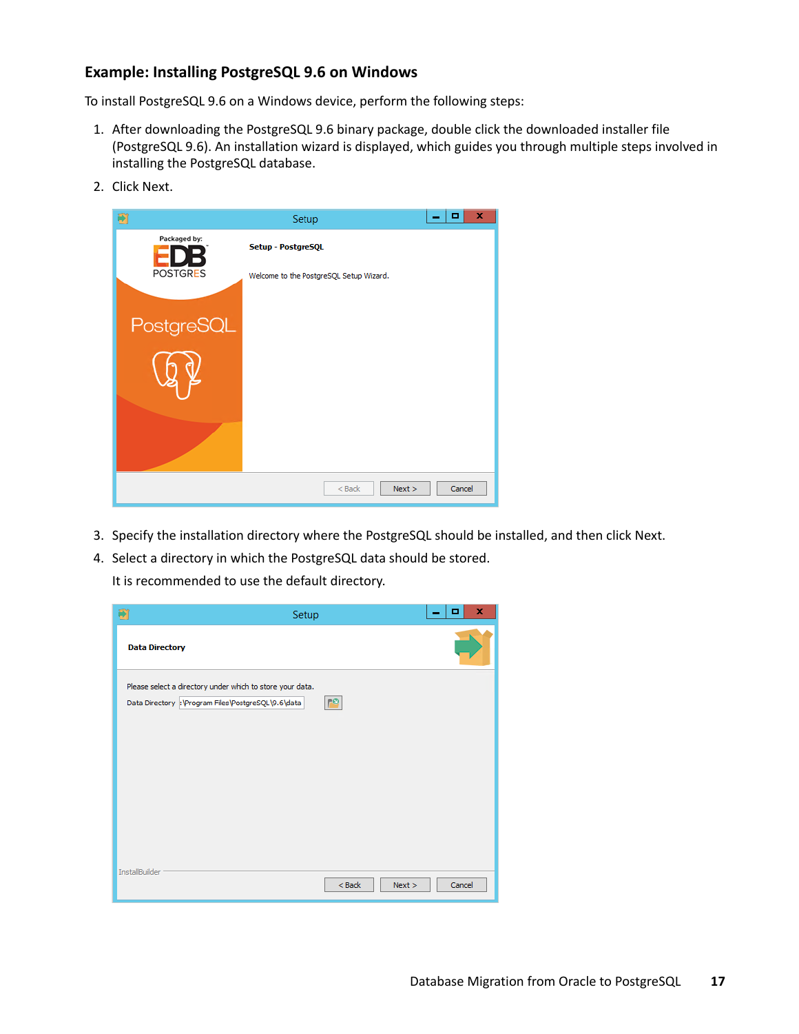### Example: Installing PostgreSQL 9.6 on Windows

To install PostgreSQL 9.6 on a Windows device, perform the following steps:

1. After downloading the PostgreSQL 9.6 binary package, double click the downloaded installer file (PostgreSQL 9.6). An installation wizard is displayed, which guides you through multiple steps involved in installing the PostgreSQL database.
2. Click Next.

3. Specify the installation directory where the PostgreSQL should be installed, and then click Next.
4. Select a directory in which the PostgreSQL data should be stored.

   It is recommended to use the default directory.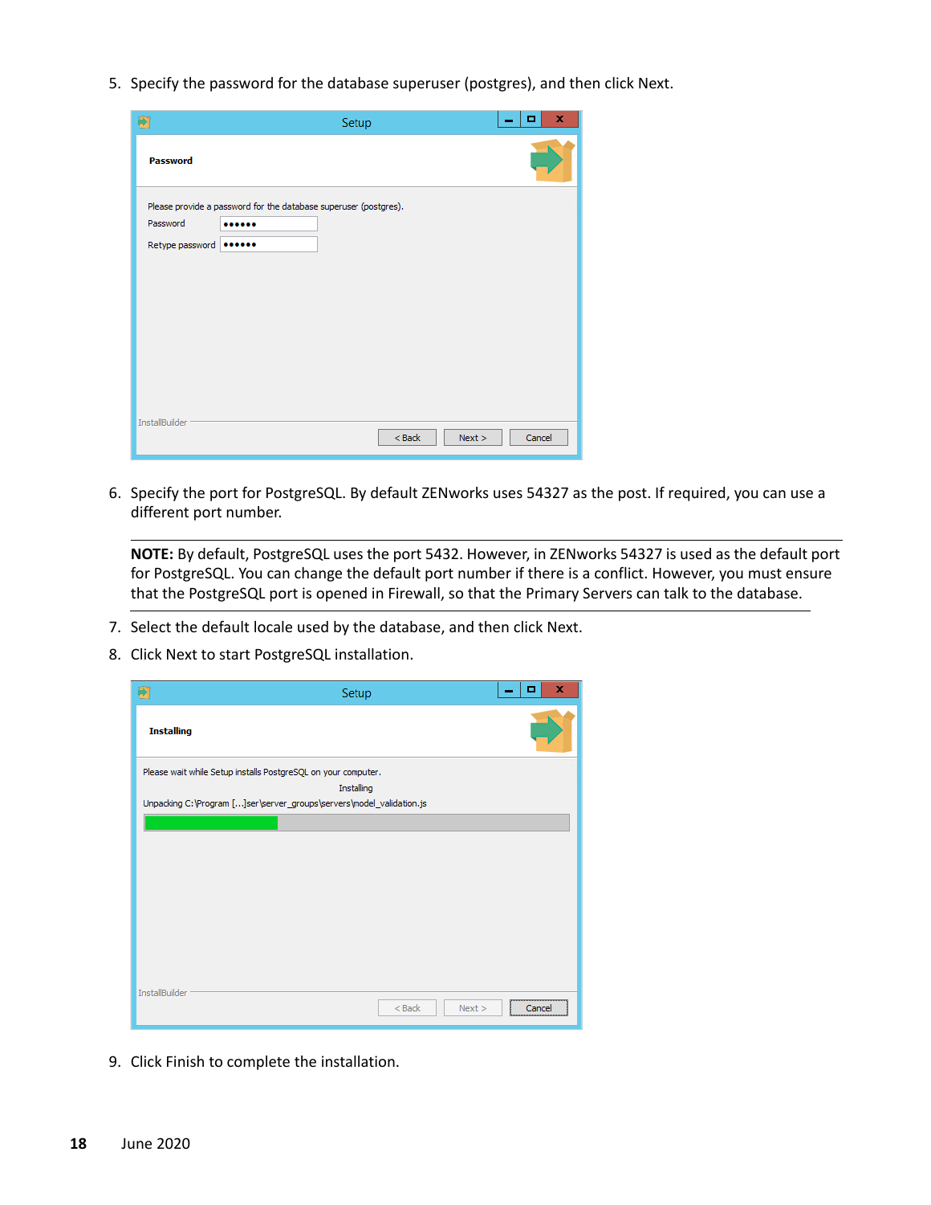5. Specify the password for the database superuser (postgres), and then click Next.

6. Specify the port for PostgreSQL. By default ZENworks uses 54327 as the post. If required, you can use a different port number.

---

**NOTE:** By default, PostgreSQL uses the port 5432. However, in ZENworks 54327 is used as the default port for PostgreSQL. You can change the default port number if there is a conflict. However, you must ensure that the PostgreSQL port is opened in Firewall, so that the Primary Servers can talk to the database.

---

7. Select the default locale used by the database, and then click Next.

8. Click Next to start PostgreSQL installation.

9. Click Finish to complete the installation.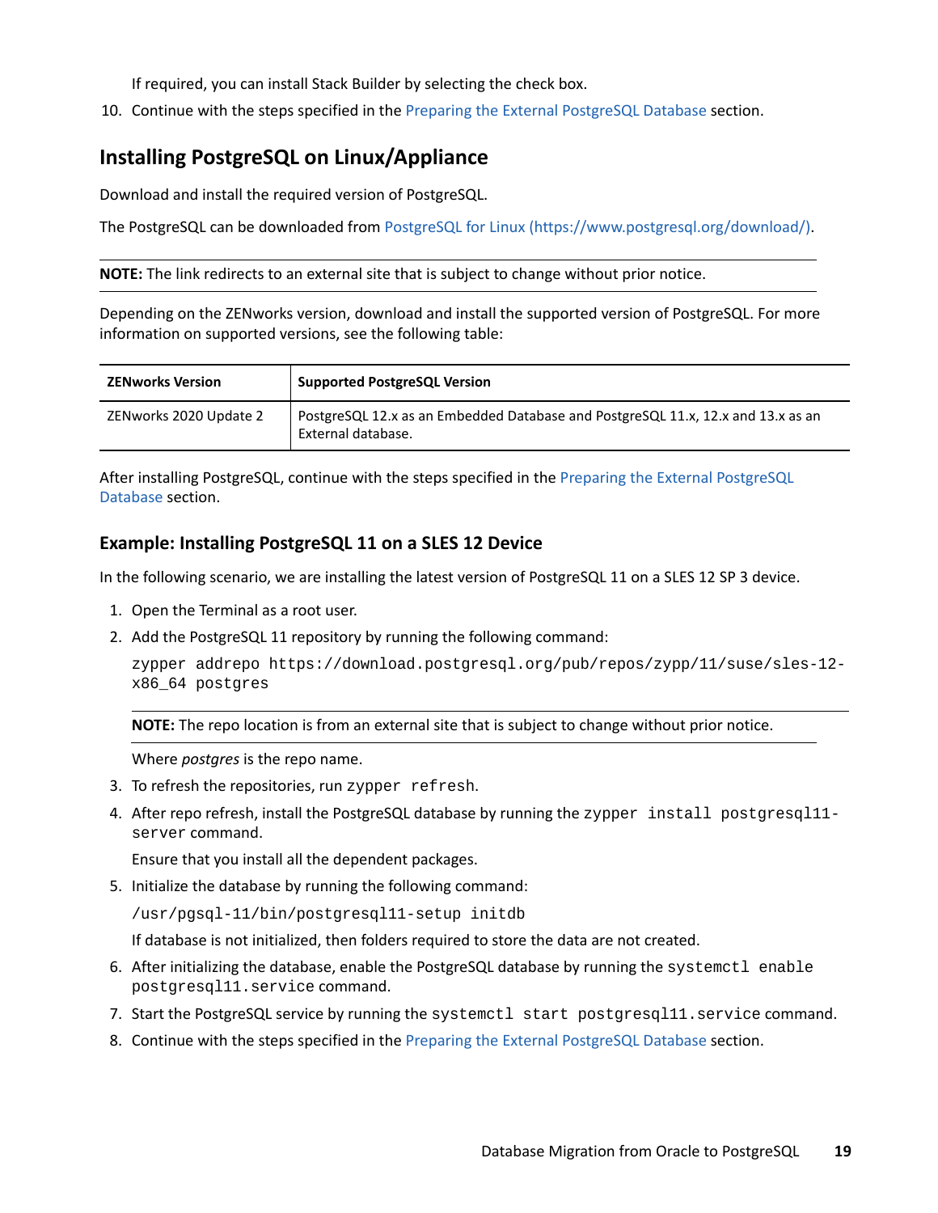If required, you can install Stack Builder by selecting the check box.

10. Continue with the steps specified in the Preparing the External PostgreSQL Database section.

## Installing PostgreSQL on Linux/Appliance

Download and install the required version of PostgreSQL.

The PostgreSQL can be downloaded from PostgreSQL for Linux (https://www.postgresql.org/download/).

---

**NOTE:** The link redirects to an external site that is subject to change without prior notice.

---

Depending on the ZENworks version, download and install the supported version of PostgreSQL. For more information on supported versions, see the following table:

| ZENworks Version | Supported PostgreSQL Version |
|---|---|
| ZENworks 2020 Update 2 | PostgreSQL 12.x as an Embedded Database and PostgreSQL 11.x, 12.x and 13.x as an External database. |

After installing PostgreSQL, continue with the steps specified in the Preparing the External PostgreSQL Database section.

### Example: Installing PostgreSQL 11 on a SLES 12 Device

In the following scenario, we are installing the latest version of PostgreSQL 11 on a SLES 12 SP 3 device.

1. Open the Terminal as a root user.
2. Add the PostgreSQL 11 repository by running the following command:

   ```
   zypper addrepo https://download.postgresql.org/pub/repos/zypp/11/suse/sles-12-x86_64 postgres
   ```

   ---

   **NOTE:** The repo location is from an external site that is subject to change without prior notice.

   ---

   Where *postgres* is the repo name.
3. To refresh the repositories, run `zypper refresh`.
4. After repo refresh, install the PostgreSQL database by running the `zypper install postgresql11-server` command.

   Ensure that you install all the dependent packages.
5. Initialize the database by running the following command:

   ```
   /usr/pgsql-11/bin/postgresql11-setup initdb
   ```

   If database is not initialized, then folders required to store the data are not created.
6. After initializing the database, enable the PostgreSQL database by running the `systemctl enable postgresql11.service` command.
7. Start the PostgreSQL service by running the `systemctl start postgresql11.service` command.
8. Continue with the steps specified in the Preparing the External PostgreSQL Database section.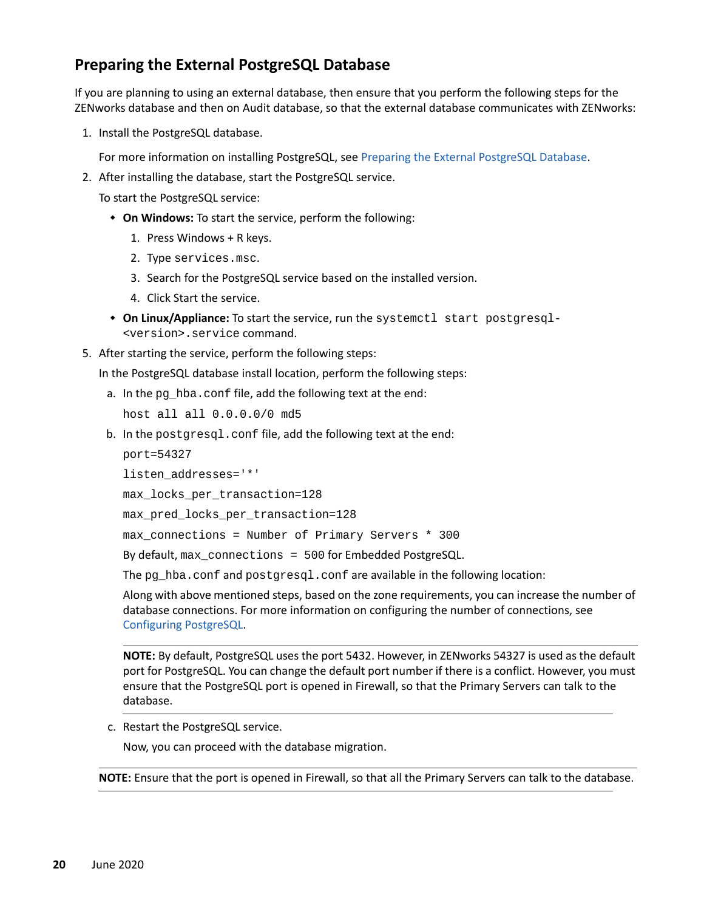## Preparing the External PostgreSQL Database

If you are planning to using an external database, then ensure that you perform the following steps for the ZENworks database and then on Audit database, so that the external database communicates with ZENworks:

1. Install the PostgreSQL database.

   For more information on installing PostgreSQL, see Preparing the External PostgreSQL Database.

2. After installing the database, start the PostgreSQL service.

   To start the PostgreSQL service:

   - **On Windows:** To start the service, perform the following:
     1. Press Windows + R keys.
     2. Type `services.msc`.
     3. Search for the PostgreSQL service based on the installed version.
     4. Click Start the service.
   - **On Linux/Appliance:** To start the service, run the `systemctl start postgresql-<version>.service` command.

5. After starting the service, perform the following steps:

   In the PostgreSQL database install location, perform the following steps:

   a. In the `pg_hba.conf` file, add the following text at the end:

   ```
   host all all 0.0.0.0/0 md5
   ```

   b. In the `postgresql.conf` file, add the following text at the end:

   ```
   port=54327
   listen_addresses='*'
   max_locks_per_transaction=128
   max_pred_locks_per_transaction=128
   max_connections = Number of Primary Servers * 300
   ```

   By default, `max_connections = 500` for Embedded PostgreSQL.

   The `pg_hba.conf` and `postgresql.conf` are available in the following location:

   Along with above mentioned steps, based on the zone requirements, you can increase the number of database connections. For more information on configuring the number of connections, see Configuring PostgreSQL.

   **NOTE:** By default, PostgreSQL uses the port 5432. However, in ZENworks 54327 is used as the default port for PostgreSQL. You can change the default port number if there is a conflict. However, you must ensure that the PostgreSQL port is opened in Firewall, so that the Primary Servers can talk to the database.

   c. Restart the PostgreSQL service.

   Now, you can proceed with the database migration.

**NOTE:** Ensure that the port is opened in Firewall, so that all the Primary Servers can talk to the database.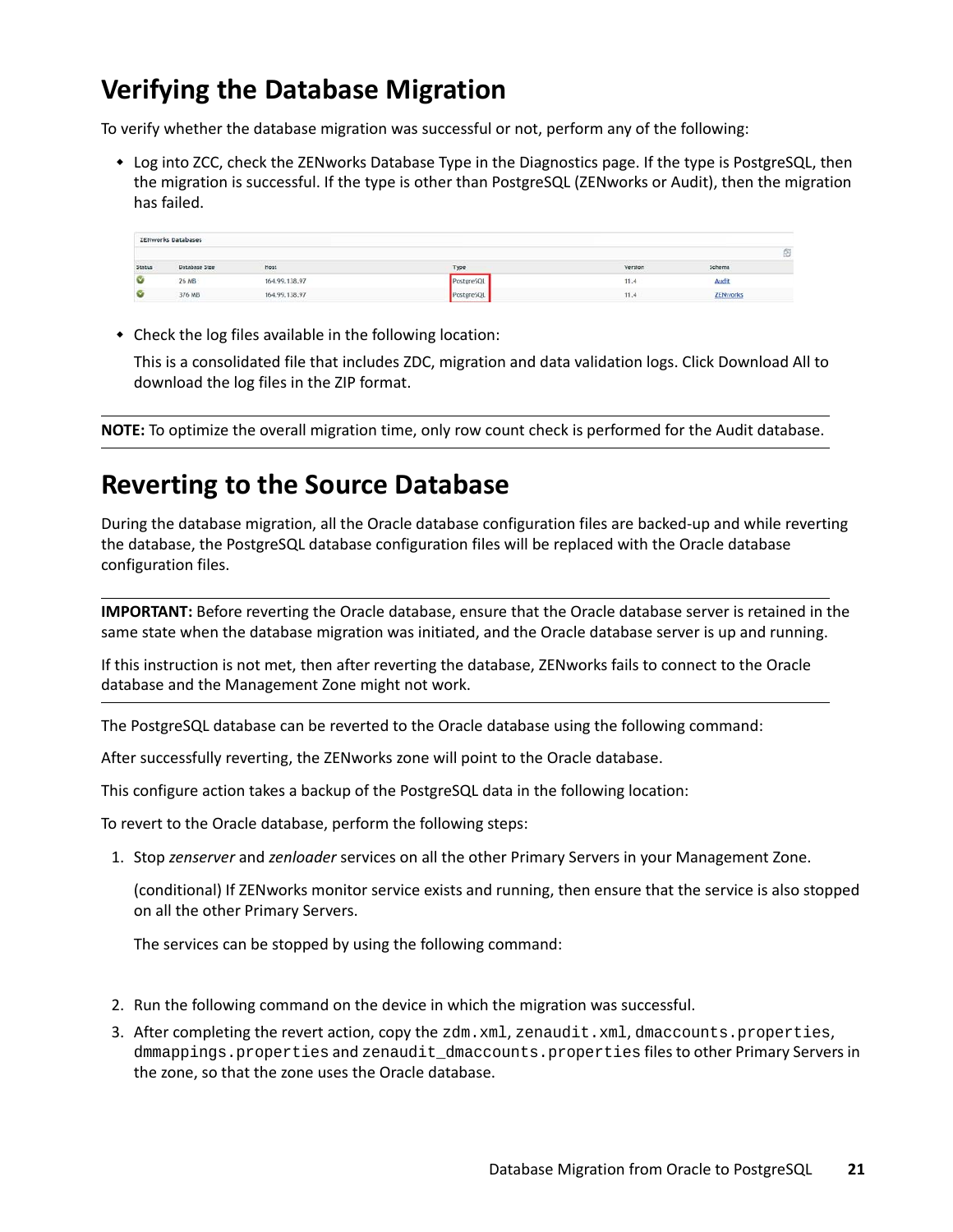## Verifying the Database Migration

To verify whether the database migration was successful or not, perform any of the following:

- Log into ZCC, check the ZENworks Database Type in the Diagnostics page. If the type is PostgreSQL, then the migration is successful. If the type is other than PostgreSQL (ZENworks or Audit), then the migration has failed.

ZENworks Databases

| Status | Database Size | Host | Type | Version | Schema |
| --- | --- | --- | --- | --- | --- |
| | 26 MB | 164.99.138.97 | PostgreSQL | 11.4 | Audit |
| | 376 MB | 164.99.138.97 | PostgreSQL | 11.4 | ZENworks |

- Check the log files available in the following location:

  This is a consolidated file that includes ZDC, migration and data validation logs. Click Download All to download the log files in the ZIP format.

**NOTE:** To optimize the overall migration time, only row count check is performed for the Audit database.

## Reverting to the Source Database

During the database migration, all the Oracle database configuration files are backed-up and while reverting the database, the PostgreSQL database configuration files will be replaced with the Oracle database configuration files.

**IMPORTANT:** Before reverting the Oracle database, ensure that the Oracle database server is retained in the same state when the database migration was initiated, and the Oracle database server is up and running.

If this instruction is not met, then after reverting the database, ZENworks fails to connect to the Oracle database and the Management Zone might not work.

The PostgreSQL database can be reverted to the Oracle database using the following command:

After successfully reverting, the ZENworks zone will point to the Oracle database.

This configure action takes a backup of the PostgreSQL data in the following location:

To revert to the Oracle database, perform the following steps:

1. Stop *zenserver* and *zenloader* services on all the other Primary Servers in your Management Zone.

   (conditional) If ZENworks monitor service exists and running, then ensure that the service is also stopped on all the other Primary Servers.

   The services can be stopped by using the following command:

2. Run the following command on the device in which the migration was successful.
3. After completing the revert action, copy the `zdm.xml`, `zenaudit.xml`, `dmaccounts.properties`, `dmmappings.properties` and `zenaudit_dmaccounts.properties` files to other Primary Servers in the zone, so that the zone uses the Oracle database.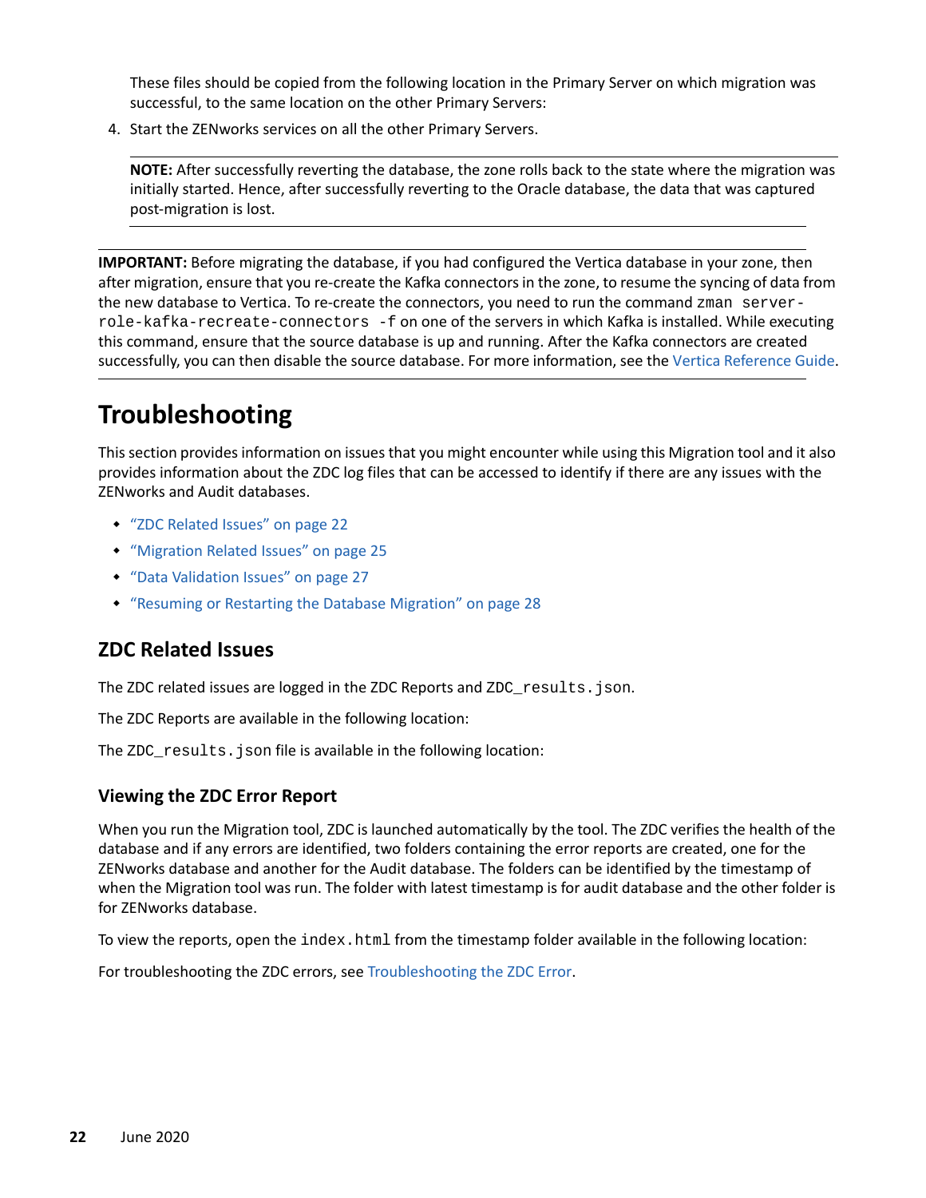These files should be copied from the following location in the Primary Server on which migration was successful, to the same location on the other Primary Servers:

4. Start the ZENworks services on all the other Primary Servers.

**NOTE:** After successfully reverting the database, the zone rolls back to the state where the migration was initially started. Hence, after successfully reverting to the Oracle database, the data that was captured post-migration is lost.

**IMPORTANT:** Before migrating the database, if you had configured the Vertica database in your zone, then after migration, ensure that you re-create the Kafka connectors in the zone, to resume the syncing of data from the new database to Vertica. To re-create the connectors, you need to run the command `zman server-role-kafka-recreate-connectors -f` on one of the servers in which Kafka is installed. While executing this command, ensure that the source database is up and running. After the Kafka connectors are created successfully, you can then disable the source database. For more information, see the Vertica Reference Guide.

# Troubleshooting

This section provides information on issues that you might encounter while using this Migration tool and it also provides information about the ZDC log files that can be accessed to identify if there are any issues with the ZENworks and Audit databases.

- "ZDC Related Issues" on page 22
- "Migration Related Issues" on page 25
- "Data Validation Issues" on page 27
- "Resuming or Restarting the Database Migration" on page 28

## ZDC Related Issues

The ZDC related issues are logged in the ZDC Reports and `ZDC_results.json`.

The ZDC Reports are available in the following location:

The `ZDC_results.json` file is available in the following location:

### Viewing the ZDC Error Report

When you run the Migration tool, ZDC is launched automatically by the tool. The ZDC verifies the health of the database and if any errors are identified, two folders containing the error reports are created, one for the ZENworks database and another for the Audit database. The folders can be identified by the timestamp of when the Migration tool was run. The folder with latest timestamp is for audit database and the other folder is for ZENworks database.

To view the reports, open the `index.html` from the timestamp folder available in the following location:

For troubleshooting the ZDC errors, see Troubleshooting the ZDC Error.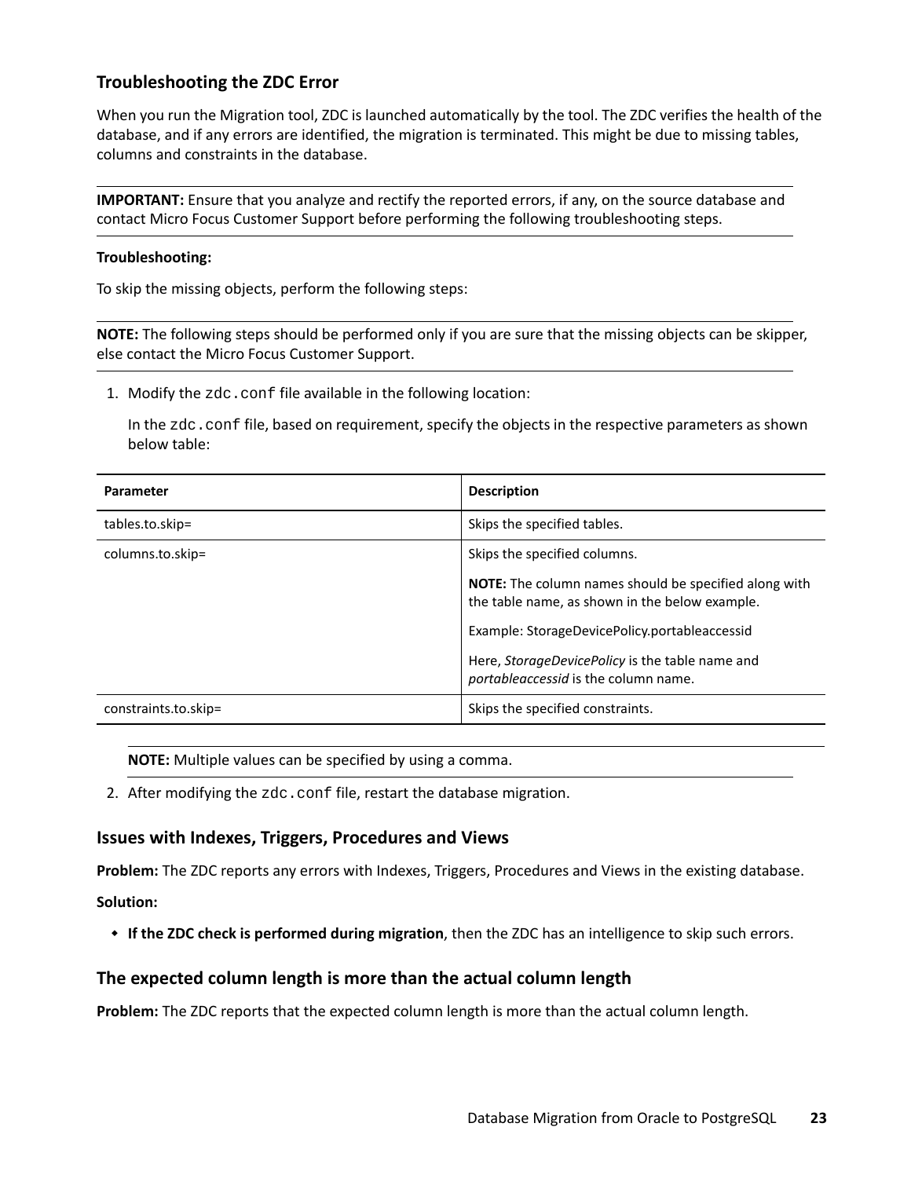## Troubleshooting the ZDC Error

When you run the Migration tool, ZDC is launched automatically by the tool. The ZDC verifies the health of the database, and if any errors are identified, the migration is terminated. This might be due to missing tables, columns and constraints in the database.

**IMPORTANT:** Ensure that you analyze and rectify the reported errors, if any, on the source database and contact Micro Focus Customer Support before performing the following troubleshooting steps.

**Troubleshooting:**

To skip the missing objects, perform the following steps:

**NOTE:** The following steps should be performed only if you are sure that the missing objects can be skipper, else contact the Micro Focus Customer Support.

1. Modify the `zdc.conf` file available in the following location:

   In the `zdc.conf` file, based on requirement, specify the objects in the respective parameters as shown below table:

| Parameter | Description |
|---|---|
| tables.to.skip= | Skips the specified tables. |
| columns.to.skip= | Skips the specified columns.<br><br>**NOTE:** The column names should be specified along with the table name, as shown in the below example.<br><br>Example: StorageDevicePolicy.portableaccessid<br><br>Here, *StorageDevicePolicy* is the table name and *portableaccessid* is the column name. |
| constraints.to.skip= | Skips the specified constraints. |

   **NOTE:** Multiple values can be specified by using a comma.

2. After modifying the `zdc.conf` file, restart the database migration.

### Issues with Indexes, Triggers, Procedures and Views

**Problem:** The ZDC reports any errors with Indexes, Triggers, Procedures and Views in the existing database.

**Solution:**

- **If the ZDC check is performed during migration**, then the ZDC has an intelligence to skip such errors.

### The expected column length is more than the actual column length

**Problem:** The ZDC reports that the expected column length is more than the actual column length.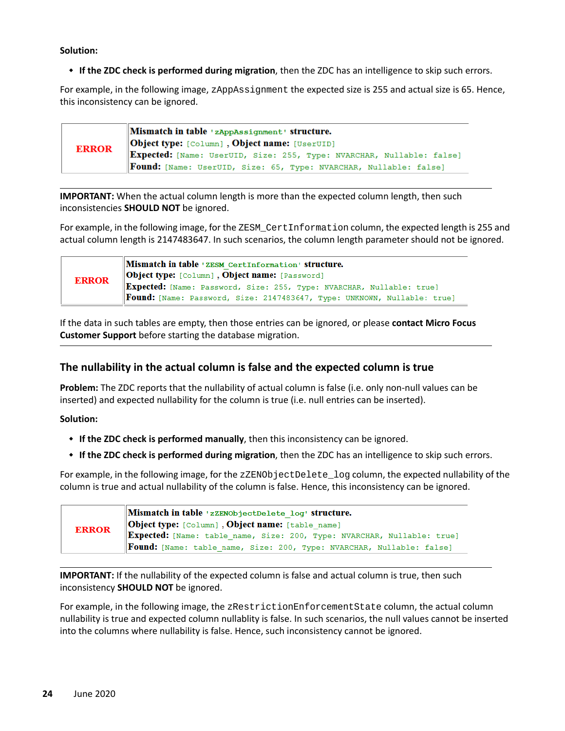**Solution:**

- **If the ZDC check is performed during migration**, then the ZDC has an intelligence to skip such errors.

For example, in the following image, zAppAssignment the expected size is 255 and actual size is 65. Hence, this inconsistency can be ignored.

| | |
|---|---|
| ERROR | **Mismatch in table** 'zAppAssignment' **structure.**<br>**Object type:** [Column] **, Object name:** [UserUID]<br>**Expected:** [Name: UserUID, Size: 255, Type: NVARCHAR, Nullable: false]<br>**Found:** [Name: UserUID, Size: 65, Type: NVARCHAR, Nullable: false] |

**IMPORTANT:** When the actual column length is more than the expected column length, then such inconsistencies **SHOULD NOT** be ignored.

For example, in the following image, for the ZESM_CertInformation column, the expected length is 255 and actual column length is 2147483647. In such scenarios, the column length parameter should not be ignored.

| | |
|---|---|
| ERROR | **Mismatch in table** 'ZESM_CertInformation' **structure.**<br>**Object type:** [Column] **, Object name:** [Password]<br>**Expected:** [Name: Password, Size: 255, Type: NVARCHAR, Nullable: true]<br>**Found:** [Name: Password, Size: 2147483647, Type: UNKNOWN, Nullable: true] |

If the data in such tables are empty, then those entries can be ignored, or please **contact Micro Focus Customer Support** before starting the database migration.

## The nullability in the actual column is false and the expected column is true

**Problem:** The ZDC reports that the nullability of actual column is false (i.e. only non-null values can be inserted) and expected nullability for the column is true (i.e. null entries can be inserted).

**Solution:**

- **If the ZDC check is performed manually**, then this inconsistency can be ignored.
- **If the ZDC check is performed during migration**, then the ZDC has an intelligence to skip such errors.

For example, in the following image, for the zZENObjectDelete_log column, the expected nullability of the column is true and actual nullability of the column is false. Hence, this inconsistency can be ignored.

| | |
|---|---|
| ERROR | **Mismatch in table** 'zZENObjectDelete_log' **structure.**<br>**Object type:** [Column] **, Object name:** [table_name]<br>**Expected:** [Name: table_name, Size: 200, Type: NVARCHAR, Nullable: true]<br>**Found:** [Name: table_name, Size: 200, Type: NVARCHAR, Nullable: false] |

**IMPORTANT:** If the nullability of the expected column is false and actual column is true, then such inconsistency **SHOULD NOT** be ignored.

For example, in the following image, the zRestrictionEnforcementState column, the actual column nullability is true and expected column nullablity is false. In such scenarios, the null values cannot be inserted into the columns where nullability is false. Hence, such inconsistency cannot be ignored.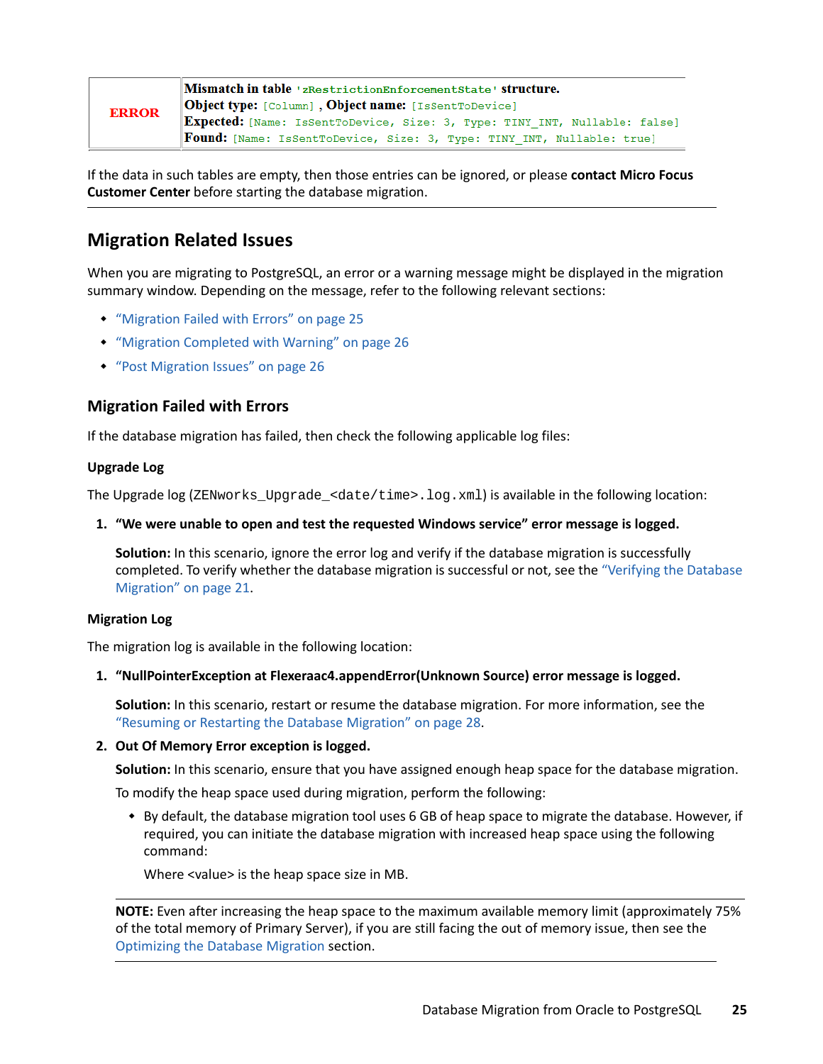| | |
|---|---|
| **ERROR** | **Mismatch in table** `'zRestrictionEnforcementState'` **structure.**<br>**Object type:** `[Column]` **, Object name:** `[IsSentToDevice]`<br>**Expected:** `[Name: IsSentToDevice, Size: 3, Type: TINY_INT, Nullable: false]`<br>**Found:** `[Name: IsSentToDevice, Size: 3, Type: TINY_INT, Nullable: true]` |

If the data in such tables are empty, then those entries can be ignored, or please **contact Micro Focus Customer Center** before starting the database migration.

## Migration Related Issues

When you are migrating to PostgreSQL, an error or a warning message might be displayed in the migration summary window. Depending on the message, refer to the following relevant sections:

- "Migration Failed with Errors" on page 25
- "Migration Completed with Warning" on page 26
- "Post Migration Issues" on page 26

### Migration Failed with Errors

If the database migration has failed, then check the following applicable log files:

#### Upgrade Log

The Upgrade log (`ZENworks_Upgrade_<date/time>.log.xml`) is available in the following location:

1. **"We were unable to open and test the requested Windows service" error message is logged.**

   **Solution:** In this scenario, ignore the error log and verify if the database migration is successfully completed. To verify whether the database migration is successful or not, see the "Verifying the Database Migration" on page 21.

#### Migration Log

The migration log is available in the following location:

1. **"NullPointerException at Flexeraac4.appendError(Unknown Source) error message is logged.**

   **Solution:** In this scenario, restart or resume the database migration. For more information, see the "Resuming or Restarting the Database Migration" on page 28.

2. **Out Of Memory Error exception is logged.**

   **Solution:** In this scenario, ensure that you have assigned enough heap space for the database migration.

   To modify the heap space used during migration, perform the following:

   - By default, the database migration tool uses 6 GB of heap space to migrate the database. However, if required, you can initiate the database migration with increased heap space using the following command:

     Where <value> is the heap space size in MB.

   **NOTE:** Even after increasing the heap space to the maximum available memory limit (approximately 75% of the total memory of Primary Server), if you are still facing the out of memory issue, then see the Optimizing the Database Migration section.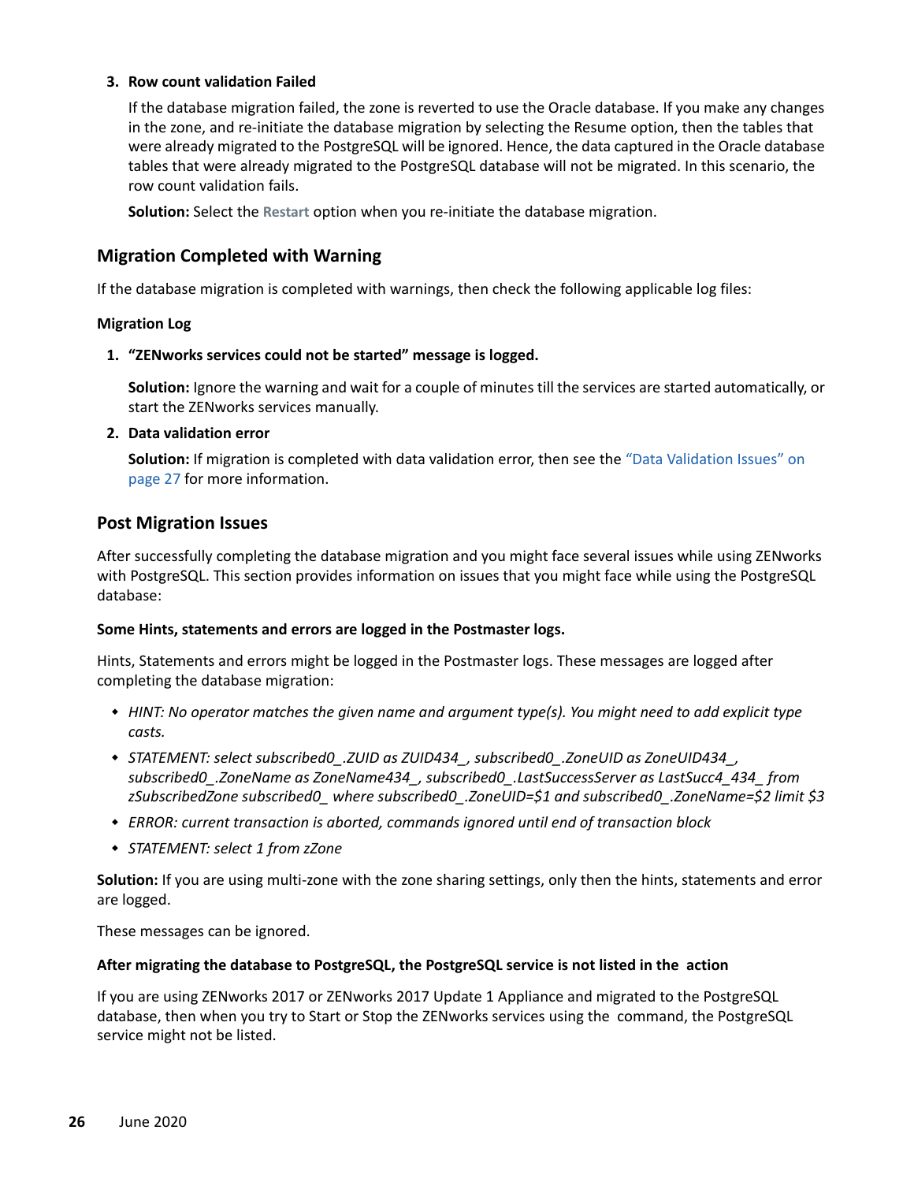3. **Row count validation Failed**

   If the database migration failed, the zone is reverted to use the Oracle database. If you make any changes in the zone, and re-initiate the database migration by selecting the Resume option, then the tables that were already migrated to the PostgreSQL will be ignored. Hence, the data captured in the Oracle database tables that were already migrated to the PostgreSQL database will not be migrated. In this scenario, the row count validation fails.

   **Solution:** Select the **Restart** option when you re-initiate the database migration.

## Migration Completed with Warning

If the database migration is completed with warnings, then check the following applicable log files:

**Migration Log**

1. **"ZENworks services could not be started" message is logged.**

   **Solution:** Ignore the warning and wait for a couple of minutes till the services are started automatically, or start the ZENworks services manually.

2. **Data validation error**

   **Solution:** If migration is completed with data validation error, then see the "Data Validation Issues" on page 27 for more information.

## Post Migration Issues

After successfully completing the database migration and you might face several issues while using ZENworks with PostgreSQL. This section provides information on issues that you might face while using the PostgreSQL database:

**Some Hints, statements and errors are logged in the Postmaster logs.**

Hints, Statements and errors might be logged in the Postmaster logs. These messages are logged after completing the database migration:

- *HINT: No operator matches the given name and argument type(s). You might need to add explicit type casts.*
- *STATEMENT: select subscribed0_.ZUID as ZUID434_, subscribed0_.ZoneUID as ZoneUID434_, subscribed0_.ZoneName as ZoneName434_, subscribed0_.LastSuccessServer as LastSucc4_434_ from zSubscribedZone subscribed0_ where subscribed0_.ZoneUID=$1 and subscribed0_.ZoneName=$2 limit $3*
- *ERROR: current transaction is aborted, commands ignored until end of transaction block*
- *STATEMENT: select 1 from zZone*

**Solution:** If you are using multi-zone with the zone sharing settings, only then the hints, statements and error are logged.

These messages can be ignored.

**After migrating the database to PostgreSQL, the PostgreSQL service is not listed in the  action**

If you are using ZENworks 2017 or ZENworks 2017 Update 1 Appliance and migrated to the PostgreSQL database, then when you try to Start or Stop the ZENworks services using the  command, the PostgreSQL service might not be listed.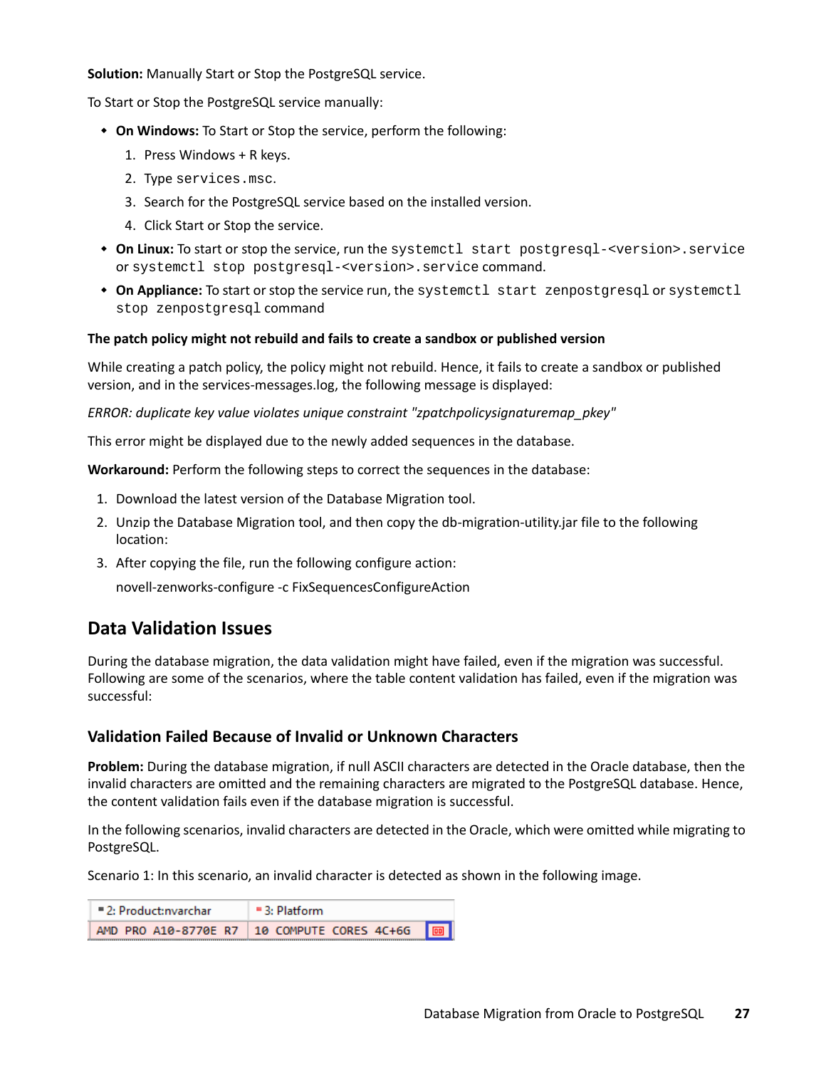**Solution:** Manually Start or Stop the PostgreSQL service.

To Start or Stop the PostgreSQL service manually:

- **On Windows:** To Start or Stop the service, perform the following:
  1. Press Windows + R keys.
  2. Type `services.msc`.
  3. Search for the PostgreSQL service based on the installed version.
  4. Click Start or Stop the service.
- **On Linux:** To start or stop the service, run the `systemctl start postgresql-<version>.service` or `systemctl stop postgresql-<version>.service` command.
- **On Appliance:** To start or stop the service run, the `systemctl start zenpostgresql` or `systemctl stop zenpostgresql` command

**The patch policy might not rebuild and fails to create a sandbox or published version**

While creating a patch policy, the policy might not rebuild. Hence, it fails to create a sandbox or published version, and in the services-messages.log, the following message is displayed:

*ERROR: duplicate key value violates unique constraint "zpatchpolicysignaturemap_pkey"*

This error might be displayed due to the newly added sequences in the database.

**Workaround:** Perform the following steps to correct the sequences in the database:

1. Download the latest version of the Database Migration tool.
2. Unzip the Database Migration tool, and then copy the db-migration-utility.jar file to the following location:
3. After copying the file, run the following configure action:

   novell-zenworks-configure -c FixSequencesConfigureAction

## Data Validation Issues

During the database migration, the data validation might have failed, even if the migration was successful. Following are some of the scenarios, where the table content validation has failed, even if the migration was successful:

### Validation Failed Because of Invalid or Unknown Characters

**Problem:** During the database migration, if null ASCII characters are detected in the Oracle database, then the invalid characters are omitted and the remaining characters are migrated to the PostgreSQL database. Hence, the content validation fails even if the database migration is successful.

In the following scenarios, invalid characters are detected in the Oracle, which were omitted while migrating to PostgreSQL.

Scenario 1: In this scenario, an invalid character is detected as shown in the following image.

| 2: Product:nvarchar | 3: Platform |
| --- | --- |
| AMD PRO A10-8770E R7 | 10 COMPUTE CORES 4C+6G |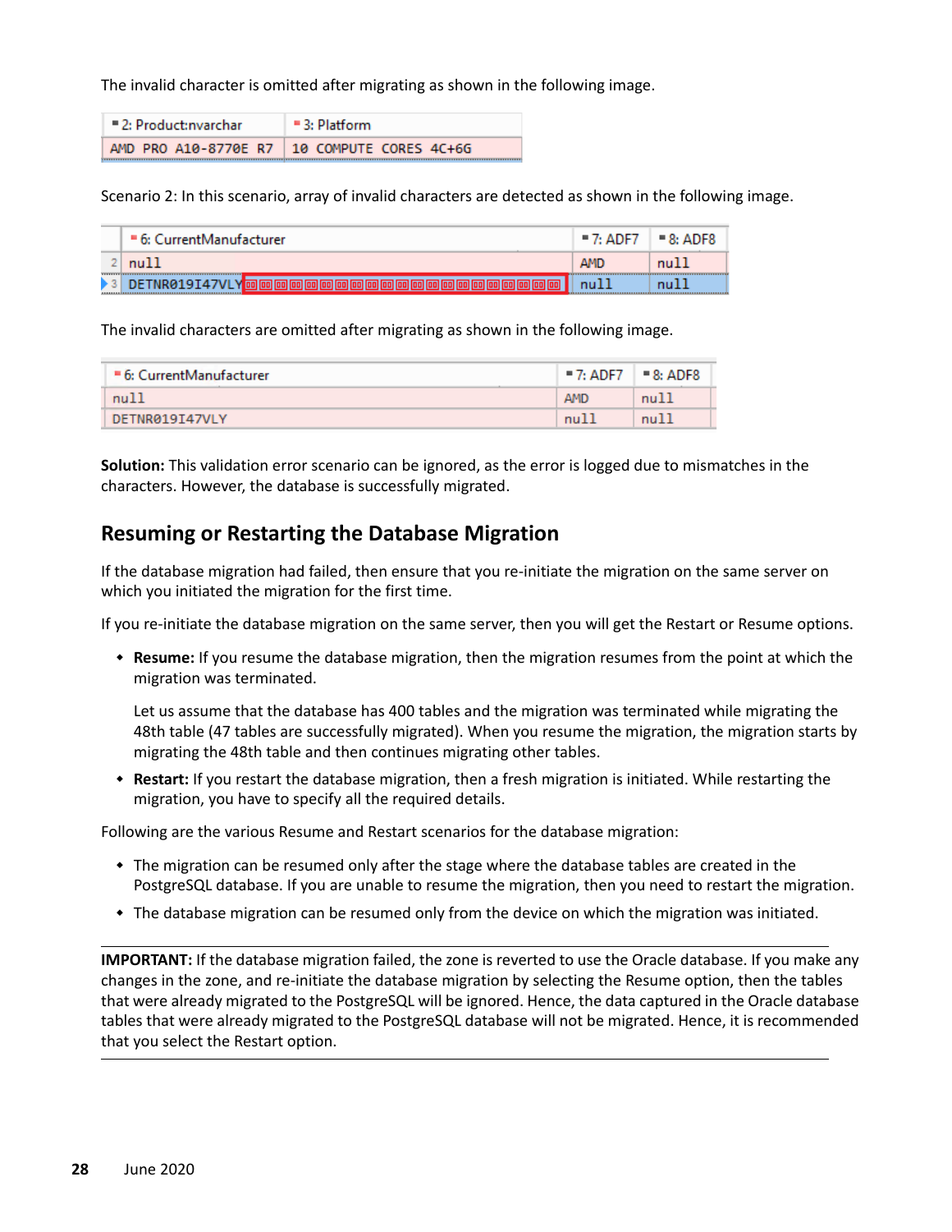The invalid character is omitted after migrating as shown in the following image.

| 2: Product:nvarchar | 3: Platform |
| --- | --- |
| AMD PRO A10-8770E R7 | 10 COMPUTE CORES 4C+6G |

Scenario 2: In this scenario, array of invalid characters are detected as shown in the following image.

| | 6: CurrentManufacturer | 7: ADF7 | 8: ADF8 |
| --- | --- | --- | --- |
| 2 | null | AMD | null |
| 3 | DETNR019I47VLY□□□□□□□□□□□□□□□□□□□□□□□□□□□□□□□□ | null | null |

The invalid characters are omitted after migrating as shown in the following image.

| 6: CurrentManufacturer | 7: ADF7 | 8: ADF8 |
| --- | --- | --- |
| null | AMD | null |
| DETNR019I47VLY | null | null |

**Solution:** This validation error scenario can be ignored, as the error is logged due to mismatches in the characters. However, the database is successfully migrated.

## Resuming or Restarting the Database Migration

If the database migration had failed, then ensure that you re-initiate the migration on the same server on which you initiated the migration for the first time.

If you re-initiate the database migration on the same server, then you will get the Restart or Resume options.

- **Resume:** If you resume the database migration, then the migration resumes from the point at which the migration was terminated.

  Let us assume that the database has 400 tables and the migration was terminated while migrating the 48th table (47 tables are successfully migrated). When you resume the migration, the migration starts by migrating the 48th table and then continues migrating other tables.

- **Restart:** If you restart the database migration, then a fresh migration is initiated. While restarting the migration, you have to specify all the required details.

Following are the various Resume and Restart scenarios for the database migration:

- The migration can be resumed only after the stage where the database tables are created in the PostgreSQL database. If you are unable to resume the migration, then you need to restart the migration.
- The database migration can be resumed only from the device on which the migration was initiated.

---

**IMPORTANT:** If the database migration failed, the zone is reverted to use the Oracle database. If you make any changes in the zone, and re-initiate the database migration by selecting the Resume option, then the tables that were already migrated to the PostgreSQL will be ignored. Hence, the data captured in the Oracle database tables that were already migrated to the PostgreSQL database will not be migrated. Hence, it is recommended that you select the Restart option.

---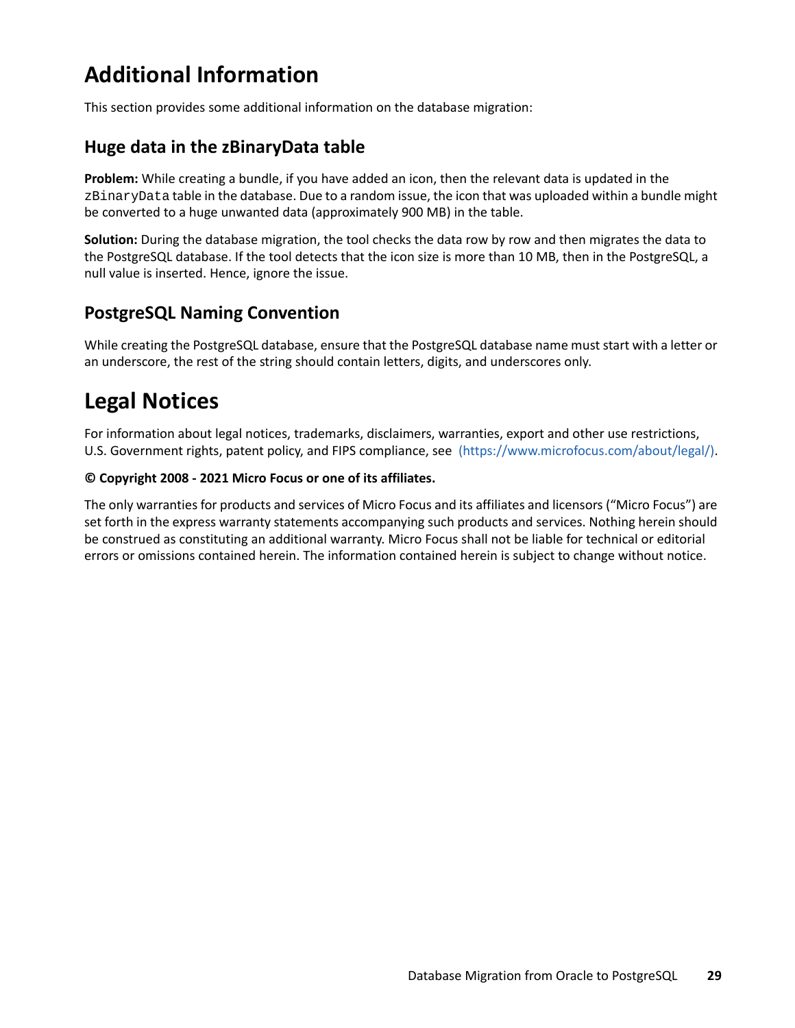# Additional Information

This section provides some additional information on the database migration:

## Huge data in the zBinaryData table

**Problem:** While creating a bundle, if you have added an icon, then the relevant data is updated in the `zBinaryData` table in the database. Due to a random issue, the icon that was uploaded within a bundle might be converted to a huge unwanted data (approximately 900 MB) in the table.

**Solution:** During the database migration, the tool checks the data row by row and then migrates the data to the PostgreSQL database. If the tool detects that the icon size is more than 10 MB, then in the PostgreSQL, a null value is inserted. Hence, ignore the issue.

## PostgreSQL Naming Convention

While creating the PostgreSQL database, ensure that the PostgreSQL database name must start with a letter or an underscore, the rest of the string should contain letters, digits, and underscores only.

# Legal Notices

For information about legal notices, trademarks, disclaimers, warranties, export and other use restrictions, U.S. Government rights, patent policy, and FIPS compliance, see (https://www.microfocus.com/about/legal/).

**© Copyright 2008 - 2021 Micro Focus or one of its affiliates.**

The only warranties for products and services of Micro Focus and its affiliates and licensors ("Micro Focus") are set forth in the express warranty statements accompanying such products and services. Nothing herein should be construed as constituting an additional warranty. Micro Focus shall not be liable for technical or editorial errors or omissions contained herein. The information contained herein is subject to change without notice.